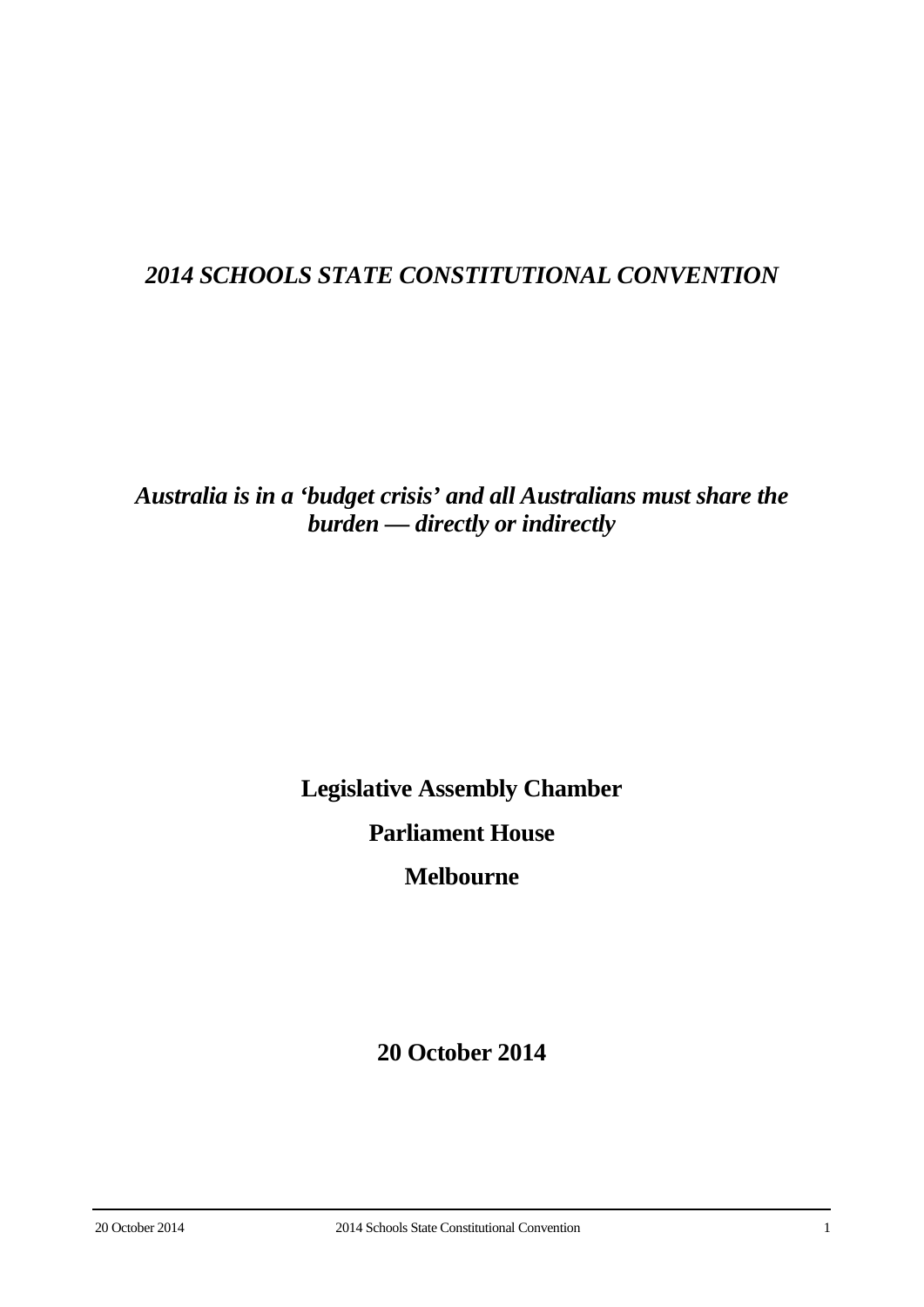# *2014 SCHOOLS STATE CONSTITUTIONAL CONVENTION*

## *Australia is in a 'budget crisis' and all Australians must share the burden — directly or indirectly*

**Legislative Assembly Chamber**

**Parliament House**

**Melbourne**

**20 October 2014**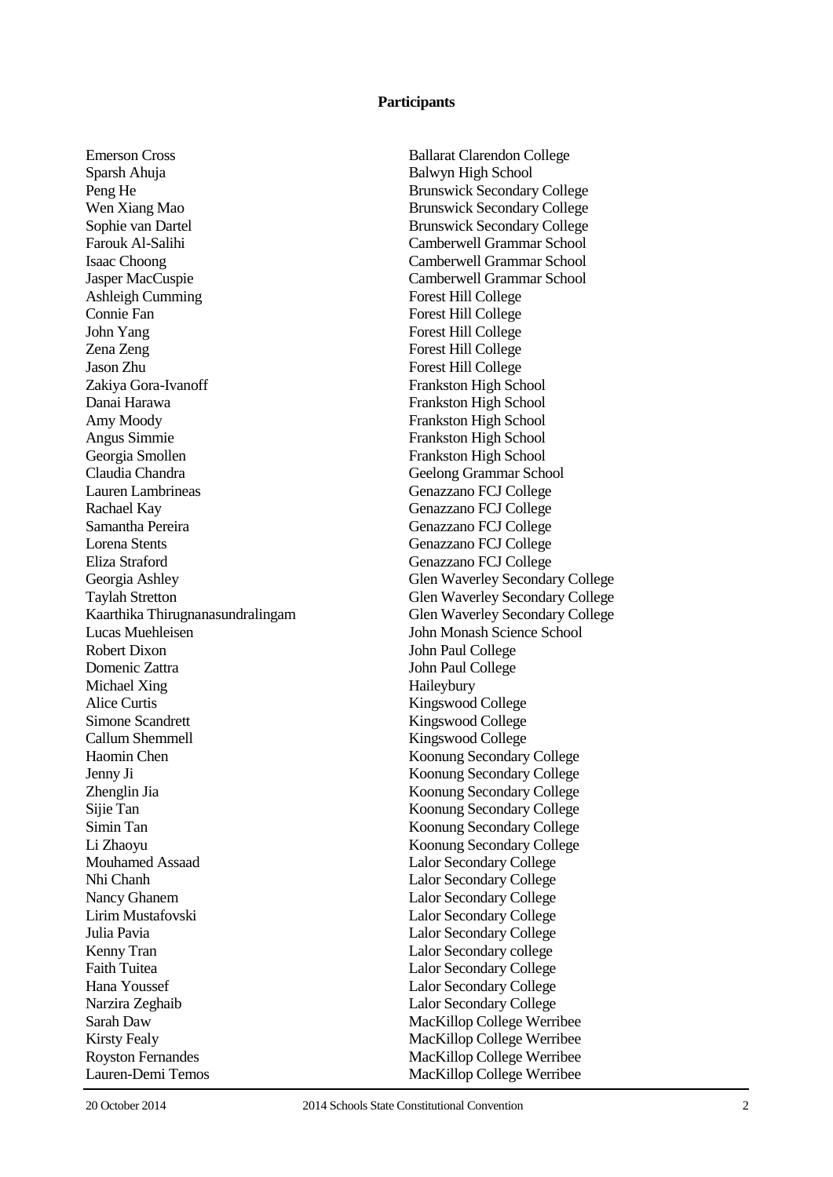**Participants**

| | |
|---|---|
| Emerson Cross | Ballarat Clarendon College |
| Sparsh Ahuja | Balwyn High School |
| Peng He | Brunswick Secondary College |
| Wen Xiang Mao | Brunswick Secondary College |
| Sophie van Dartel | Brunswick Secondary College |
| Farouk Al-Salihi | Camberwell Grammar School |
| Isaac Choong | Camberwell Grammar School |
| Jasper MacCuspie | Camberwell Grammar School |
| Ashleigh Cumming | Forest Hill College |
| Connie Fan | Forest Hill College |
| John Yang | Forest Hill College |
| Zena Zeng | Forest Hill College |
| Jason Zhu | Forest Hill College |
| Zakiya Gora-Ivanoff | Frankston High School |
| Danai Harawa | Frankston High School |
| Amy Moody | Frankston High School |
| Angus Simmie | Frankston High School |
| Georgia Smollen | Frankston High School |
| Claudia Chandra | Geelong Grammar School |
| Lauren Lambrineas | Genazzano FCJ College |
| Rachael Kay | Genazzano FCJ College |
| Samantha Pereira | Genazzano FCJ College |
| Lorena Stents | Genazzano FCJ College |
| Eliza Straford | Genazzano FCJ College |
| Georgia Ashley | Glen Waverley Secondary College |
| Taylah Stretton | Glen Waverley Secondary College |
| Kaarthika Thirugnanasundralingam | Glen Waverley Secondary College |
| Lucas Muehleisen | John Monash Science School |
| Robert Dixon | John Paul College |
| Domenic Zattra | John Paul College |
| Michael Xing | Haileybury |
| Alice Curtis | Kingswood College |
| Simone Scandrett | Kingswood College |
| Callum Shemmell | Kingswood College |
| Haomin Chen | Koonung Secondary College |
| Jenny Ji | Koonung Secondary College |
| Zhenglin Jia | Koonung Secondary College |
| Sijie Tan | Koonung Secondary College |
| Simin Tan | Koonung Secondary College |
| Li Zhaoyu | Koonung Secondary College |
| Mouhamed Assaad | Lalor Secondary College |
| Nhi Chanh | Lalor Secondary College |
| Nancy Ghanem | Lalor Secondary College |
| Lirim Mustafovski | Lalor Secondary College |
| Julia Pavia | Lalor Secondary College |
| Kenny Tran | Lalor Secondary college |
| Faith Tuitea | Lalor Secondary College |
| Hana Youssef | Lalor Secondary College |
| Narzira Zeghaib | Lalor Secondary College |
| Sarah Daw | MacKillop College Werribee |
| Kirsty Fealy | MacKillop College Werribee |
| Royston Fernandes | MacKillop College Werribee |
| Lauren-Demi Temos | MacKillop College Werribee |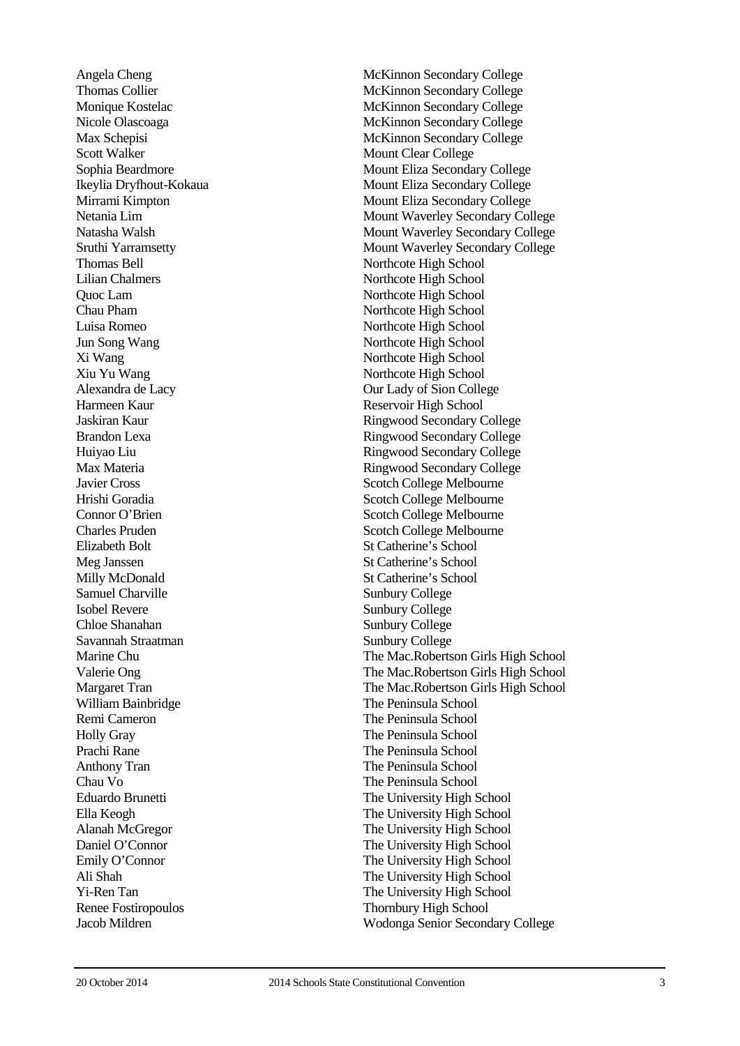| | |
|---|---|
| Angela Cheng | McKinnon Secondary College |
| Thomas Collier | McKinnon Secondary College |
| Monique Kostelac | McKinnon Secondary College |
| Nicole Olascoaga | McKinnon Secondary College |
| Max Schepisi | McKinnon Secondary College |
| Scott Walker | Mount Clear College |
| Sophia Beardmore | Mount Eliza Secondary College |
| Ikeylia Dryfhout-Kokaua | Mount Eliza Secondary College |
| Mirrami Kimpton | Mount Eliza Secondary College |
| Netania Lim | Mount Waverley Secondary College |
| Natasha Walsh | Mount Waverley Secondary College |
| Sruthi Yarramsetty | Mount Waverley Secondary College |
| Thomas Bell | Northcote High School |
| Lilian Chalmers | Northcote High School |
| Quoc Lam | Northcote High School |
| Chau Pham | Northcote High School |
| Luisa Romeo | Northcote High School |
| Jun Song Wang | Northcote High School |
| Xi Wang | Northcote High School |
| Xiu Yu Wang | Northcote High School |
| Alexandra de Lacy | Our Lady of Sion College |
| Harmeen Kaur | Reservoir High School |
| Jaskiran Kaur | Ringwood Secondary College |
| Brandon Lexa | Ringwood Secondary College |
| Huiyao Liu | Ringwood Secondary College |
| Max Materia | Ringwood Secondary College |
| Javier Cross | Scotch College Melbourne |
| Hrishi Goradia | Scotch College Melbourne |
| Connor O'Brien | Scotch College Melbourne |
| Charles Pruden | Scotch College Melbourne |
| Elizabeth Bolt | St Catherine's School |
| Meg Janssen | St Catherine's School |
| Milly McDonald | St Catherine's School |
| Samuel Charville | Sunbury College |
| Isobel Revere | Sunbury College |
| Chloe Shanahan | Sunbury College |
| Savannah Straatman | Sunbury College |
| Marine Chu | The Mac.Robertson Girls High School |
| Valerie Ong | The Mac.Robertson Girls High School |
| Margaret Tran | The Mac.Robertson Girls High School |
| William Bainbridge | The Peninsula School |
| Remi Cameron | The Peninsula School |
| Holly Gray | The Peninsula School |
| Prachi Rane | The Peninsula School |
| Anthony Tran | The Peninsula School |
| Chau Vo | The Peninsula School |
| Eduardo Brunetti | The University High School |
| Ella Keogh | The University High School |
| Alanah McGregor | The University High School |
| Daniel O'Connor | The University High School |
| Emily O'Connor | The University High School |
| Ali Shah | The University High School |
| Yi-Ren Tan | The University High School |
| Renee Fostiropoulos | Thornbury High School |
| Jacob Mildren | Wodonga Senior Secondary College |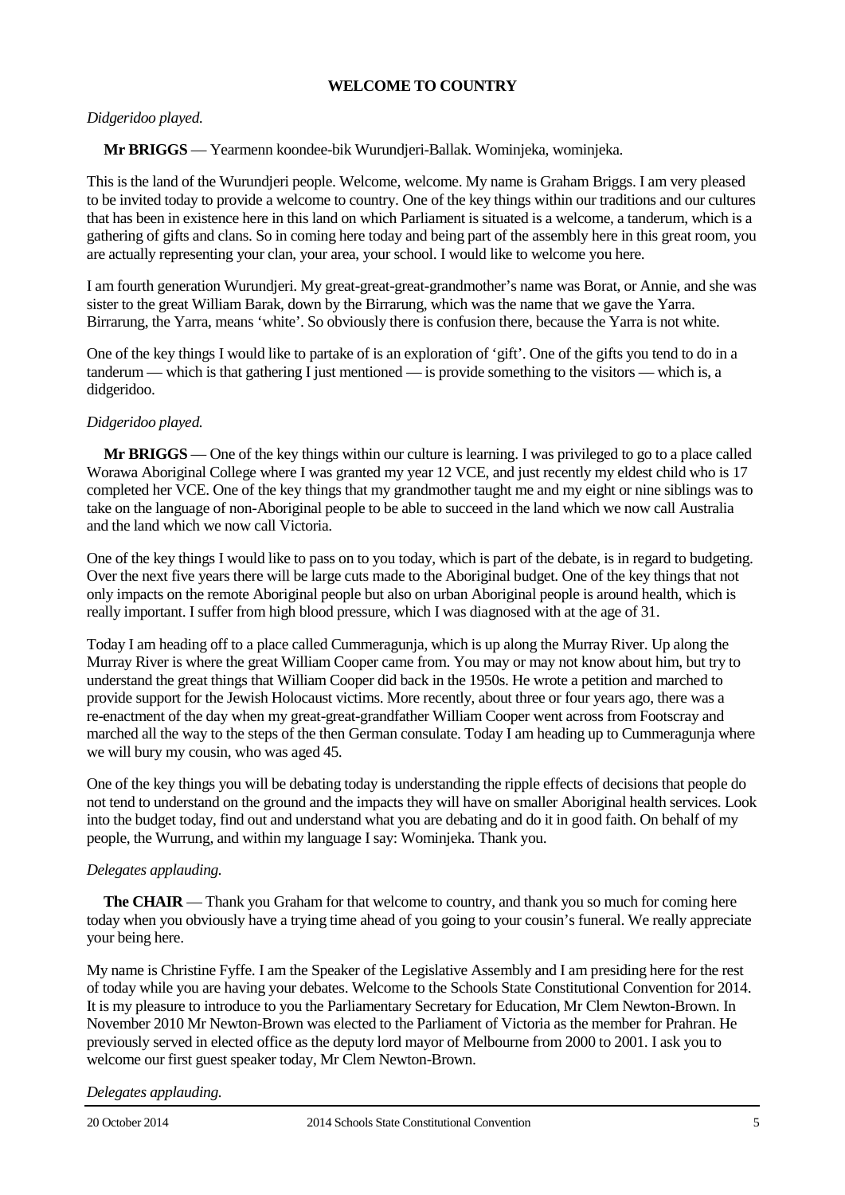**WELCOME TO COUNTRY**

*Didgeridoo played.*

**Mr BRIGGS** — Yearmenn koondee-bik Wurundjeri-Ballak. Wominjeka, wominjeka.

This is the land of the Wurundjeri people. Welcome, welcome. My name is Graham Briggs. I am very pleased to be invited today to provide a welcome to country. One of the key things within our traditions and our cultures that has been in existence here in this land on which Parliament is situated is a welcome, a tanderum, which is a gathering of gifts and clans. So in coming here today and being part of the assembly here in this great room, you are actually representing your clan, your area, your school. I would like to welcome you here.

I am fourth generation Wurundjeri. My great-great-great-grandmother's name was Borat, or Annie, and she was sister to the great William Barak, down by the Birrarung, which was the name that we gave the Yarra. Birrarung, the Yarra, means 'white'. So obviously there is confusion there, because the Yarra is not white.

One of the key things I would like to partake of is an exploration of 'gift'. One of the gifts you tend to do in a tanderum — which is that gathering I just mentioned — is provide something to the visitors — which is, a didgeridoo.

*Didgeridoo played.*

**Mr BRIGGS** — One of the key things within our culture is learning. I was privileged to go to a place called Worawa Aboriginal College where I was granted my year 12 VCE, and just recently my eldest child who is 17 completed her VCE. One of the key things that my grandmother taught me and my eight or nine siblings was to take on the language of non-Aboriginal people to be able to succeed in the land which we now call Australia and the land which we now call Victoria.

One of the key things I would like to pass on to you today, which is part of the debate, is in regard to budgeting. Over the next five years there will be large cuts made to the Aboriginal budget. One of the key things that not only impacts on the remote Aboriginal people but also on urban Aboriginal people is around health, which is really important. I suffer from high blood pressure, which I was diagnosed with at the age of 31.

Today I am heading off to a place called Cummeragunja, which is up along the Murray River. Up along the Murray River is where the great William Cooper came from. You may or may not know about him, but try to understand the great things that William Cooper did back in the 1950s. He wrote a petition and marched to provide support for the Jewish Holocaust victims. More recently, about three or four years ago, there was a re-enactment of the day when my great-great-grandfather William Cooper went across from Footscray and marched all the way to the steps of the then German consulate. Today I am heading up to Cummeragunja where we will bury my cousin, who was aged 45.

One of the key things you will be debating today is understanding the ripple effects of decisions that people do not tend to understand on the ground and the impacts they will have on smaller Aboriginal health services. Look into the budget today, find out and understand what you are debating and do it in good faith. On behalf of my people, the Wurrung, and within my language I say: Wominjeka. Thank you.

*Delegates applauding.*

**The CHAIR** — Thank you Graham for that welcome to country, and thank you so much for coming here today when you obviously have a trying time ahead of you going to your cousin's funeral. We really appreciate your being here.

My name is Christine Fyffe. I am the Speaker of the Legislative Assembly and I am presiding here for the rest of today while you are having your debates. Welcome to the Schools State Constitutional Convention for 2014. It is my pleasure to introduce to you the Parliamentary Secretary for Education, Mr Clem Newton-Brown. In November 2010 Mr Newton-Brown was elected to the Parliament of Victoria as the member for Prahran. He previously served in elected office as the deputy lord mayor of Melbourne from 2000 to 2001. I ask you to welcome our first guest speaker today, Mr Clem Newton-Brown.

*Delegates applauding.*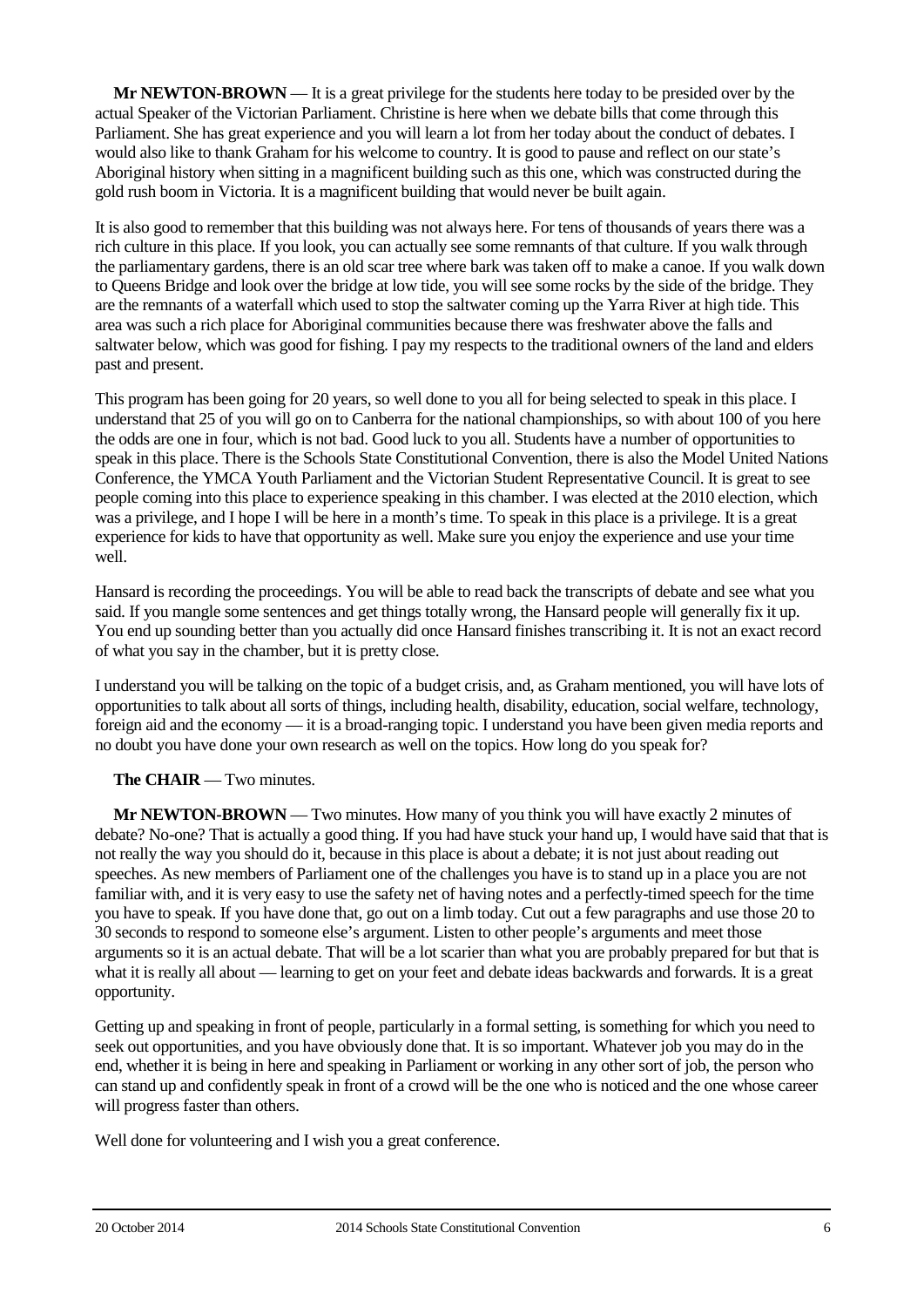**Mr NEWTON-BROWN** — It is a great privilege for the students here today to be presided over by the actual Speaker of the Victorian Parliament. Christine is here when we debate bills that come through this Parliament. She has great experience and you will learn a lot from her today about the conduct of debates. I would also like to thank Graham for his welcome to country. It is good to pause and reflect on our state's Aboriginal history when sitting in a magnificent building such as this one, which was constructed during the gold rush boom in Victoria. It is a magnificent building that would never be built again.

It is also good to remember that this building was not always here. For tens of thousands of years there was a rich culture in this place. If you look, you can actually see some remnants of that culture. If you walk through the parliamentary gardens, there is an old scar tree where bark was taken off to make a canoe. If you walk down to Queens Bridge and look over the bridge at low tide, you will see some rocks by the side of the bridge. They are the remnants of a waterfall which used to stop the saltwater coming up the Yarra River at high tide. This area was such a rich place for Aboriginal communities because there was freshwater above the falls and saltwater below, which was good for fishing. I pay my respects to the traditional owners of the land and elders past and present.

This program has been going for 20 years, so well done to you all for being selected to speak in this place. I understand that 25 of you will go on to Canberra for the national championships, so with about 100 of you here the odds are one in four, which is not bad. Good luck to you all. Students have a number of opportunities to speak in this place. There is the Schools State Constitutional Convention, there is also the Model United Nations Conference, the YMCA Youth Parliament and the Victorian Student Representative Council. It is great to see people coming into this place to experience speaking in this chamber. I was elected at the 2010 election, which was a privilege, and I hope I will be here in a month's time. To speak in this place is a privilege. It is a great experience for kids to have that opportunity as well. Make sure you enjoy the experience and use your time well.

Hansard is recording the proceedings. You will be able to read back the transcripts of debate and see what you said. If you mangle some sentences and get things totally wrong, the Hansard people will generally fix it up. You end up sounding better than you actually did once Hansard finishes transcribing it. It is not an exact record of what you say in the chamber, but it is pretty close.

I understand you will be talking on the topic of a budget crisis, and, as Graham mentioned, you will have lots of opportunities to talk about all sorts of things, including health, disability, education, social welfare, technology, foreign aid and the economy — it is a broad-ranging topic. I understand you have been given media reports and no doubt you have done your own research as well on the topics. How long do you speak for?

**The CHAIR** — Two minutes.

**Mr NEWTON-BROWN** — Two minutes. How many of you think you will have exactly 2 minutes of debate? No-one? That is actually a good thing. If you had have stuck your hand up, I would have said that that is not really the way you should do it, because in this place is about a debate; it is not just about reading out speeches. As new members of Parliament one of the challenges you have is to stand up in a place you are not familiar with, and it is very easy to use the safety net of having notes and a perfectly-timed speech for the time you have to speak. If you have done that, go out on a limb today. Cut out a few paragraphs and use those 20 to 30 seconds to respond to someone else's argument. Listen to other people's arguments and meet those arguments so it is an actual debate. That will be a lot scarier than what you are probably prepared for but that is what it is really all about — learning to get on your feet and debate ideas backwards and forwards. It is a great opportunity.

Getting up and speaking in front of people, particularly in a formal setting, is something for which you need to seek out opportunities, and you have obviously done that. It is so important. Whatever job you may do in the end, whether it is being in here and speaking in Parliament or working in any other sort of job, the person who can stand up and confidently speak in front of a crowd will be the one who is noticed and the one whose career will progress faster than others.

Well done for volunteering and I wish you a great conference.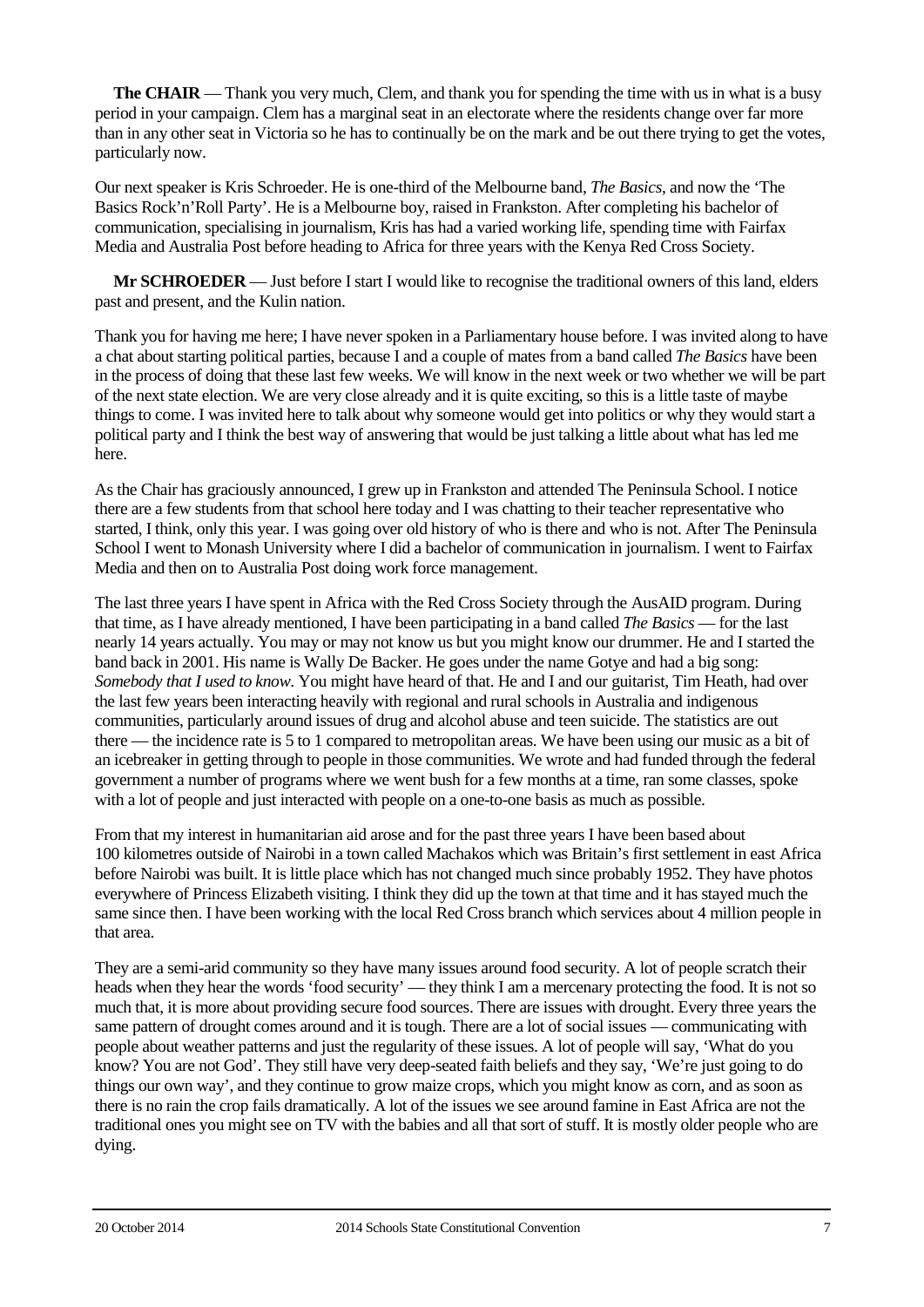**The CHAIR** — Thank you very much, Clem, and thank you for spending the time with us in what is a busy period in your campaign. Clem has a marginal seat in an electorate where the residents change over far more than in any other seat in Victoria so he has to continually be on the mark and be out there trying to get the votes, particularly now.

Our next speaker is Kris Schroeder. He is one-third of the Melbourne band, *The Basics*, and now the 'The Basics Rock'n'Roll Party'. He is a Melbourne boy, raised in Frankston. After completing his bachelor of communication, specialising in journalism, Kris has had a varied working life, spending time with Fairfax Media and Australia Post before heading to Africa for three years with the Kenya Red Cross Society.

**Mr SCHROEDER** — Just before I start I would like to recognise the traditional owners of this land, elders past and present, and the Kulin nation.

Thank you for having me here; I have never spoken in a Parliamentary house before. I was invited along to have a chat about starting political parties, because I and a couple of mates from a band called *The Basics* have been in the process of doing that these last few weeks. We will know in the next week or two whether we will be part of the next state election. We are very close already and it is quite exciting, so this is a little taste of maybe things to come. I was invited here to talk about why someone would get into politics or why they would start a political party and I think the best way of answering that would be just talking a little about what has led me here.

As the Chair has graciously announced, I grew up in Frankston and attended The Peninsula School. I notice there are a few students from that school here today and I was chatting to their teacher representative who started, I think, only this year. I was going over old history of who is there and who is not. After The Peninsula School I went to Monash University where I did a bachelor of communication in journalism. I went to Fairfax Media and then on to Australia Post doing work force management.

The last three years I have spent in Africa with the Red Cross Society through the AusAID program. During that time, as I have already mentioned, I have been participating in a band called *The Basics* — for the last nearly 14 years actually. You may or may not know us but you might know our drummer. He and I started the band back in 2001. His name is Wally De Backer. He goes under the name Gotye and had a big song: *Somebody that I used to know*. You might have heard of that. He and I and our guitarist, Tim Heath, had over the last few years been interacting heavily with regional and rural schools in Australia and indigenous communities, particularly around issues of drug and alcohol abuse and teen suicide. The statistics are out there — the incidence rate is 5 to 1 compared to metropolitan areas. We have been using our music as a bit of an icebreaker in getting through to people in those communities. We wrote and had funded through the federal government a number of programs where we went bush for a few months at a time, ran some classes, spoke with a lot of people and just interacted with people on a one-to-one basis as much as possible.

From that my interest in humanitarian aid arose and for the past three years I have been based about 100 kilometres outside of Nairobi in a town called Machakos which was Britain's first settlement in east Africa before Nairobi was built. It is little place which has not changed much since probably 1952. They have photos everywhere of Princess Elizabeth visiting. I think they did up the town at that time and it has stayed much the same since then. I have been working with the local Red Cross branch which services about 4 million people in that area.

They are a semi-arid community so they have many issues around food security. A lot of people scratch their heads when they hear the words 'food security' — they think I am a mercenary protecting the food. It is not so much that, it is more about providing secure food sources. There are issues with drought. Every three years the same pattern of drought comes around and it is tough. There are a lot of social issues — communicating with people about weather patterns and just the regularity of these issues. A lot of people will say, 'What do you know? You are not God'. They still have very deep-seated faith beliefs and they say, 'We're just going to do things our own way', and they continue to grow maize crops, which you might know as corn, and as soon as there is no rain the crop fails dramatically. A lot of the issues we see around famine in East Africa are not the traditional ones you might see on TV with the babies and all that sort of stuff. It is mostly older people who are dying.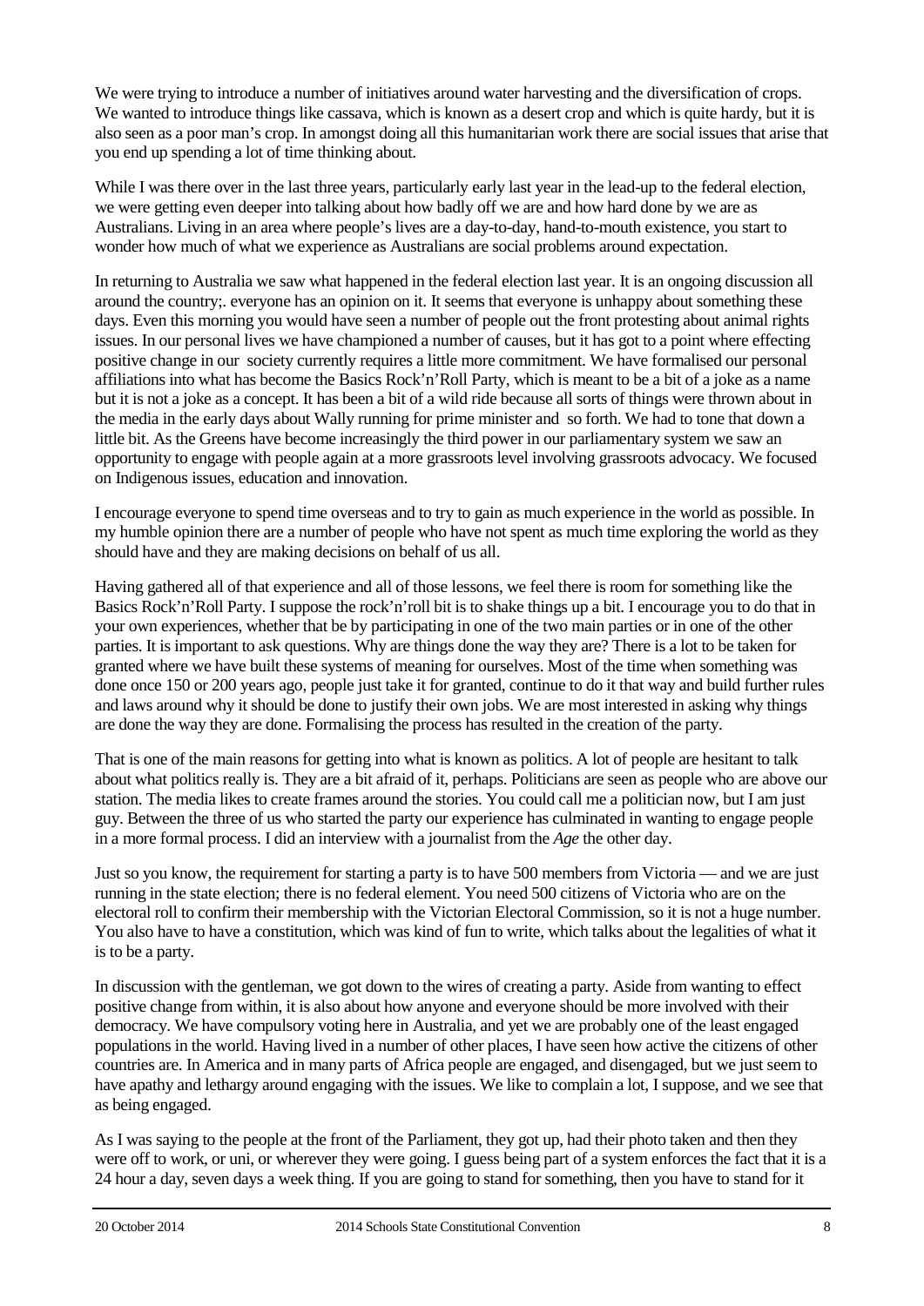We were trying to introduce a number of initiatives around water harvesting and the diversification of crops. We wanted to introduce things like cassava, which is known as a desert crop and which is quite hardy, but it is also seen as a poor man's crop. In amongst doing all this humanitarian work there are social issues that arise that you end up spending a lot of time thinking about.

While I was there over in the last three years, particularly early last year in the lead-up to the federal election, we were getting even deeper into talking about how badly off we are and how hard done by we are as Australians. Living in an area where people's lives are a day-to-day, hand-to-mouth existence, you start to wonder how much of what we experience as Australians are social problems around expectation.

In returning to Australia we saw what happened in the federal election last year. It is an ongoing discussion all around the country;. everyone has an opinion on it. It seems that everyone is unhappy about something these days. Even this morning you would have seen a number of people out the front protesting about animal rights issues. In our personal lives we have championed a number of causes, but it has got to a point where effecting positive change in our society currently requires a little more commitment. We have formalised our personal affiliations into what has become the Basics Rock'n'Roll Party, which is meant to be a bit of a joke as a name but it is not a joke as a concept. It has been a bit of a wild ride because all sorts of things were thrown about in the media in the early days about Wally running for prime minister and so forth. We had to tone that down a little bit. As the Greens have become increasingly the third power in our parliamentary system we saw an opportunity to engage with people again at a more grassroots level involving grassroots advocacy. We focused on Indigenous issues, education and innovation.

I encourage everyone to spend time overseas and to try to gain as much experience in the world as possible. In my humble opinion there are a number of people who have not spent as much time exploring the world as they should have and they are making decisions on behalf of us all.

Having gathered all of that experience and all of those lessons, we feel there is room for something like the Basics Rock'n'Roll Party. I suppose the rock'n'roll bit is to shake things up a bit. I encourage you to do that in your own experiences, whether that be by participating in one of the two main parties or in one of the other parties. It is important to ask questions. Why are things done the way they are? There is a lot to be taken for granted where we have built these systems of meaning for ourselves. Most of the time when something was done once 150 or 200 years ago, people just take it for granted, continue to do it that way and build further rules and laws around why it should be done to justify their own jobs. We are most interested in asking why things are done the way they are done. Formalising the process has resulted in the creation of the party.

That is one of the main reasons for getting into what is known as politics. A lot of people are hesitant to talk about what politics really is. They are a bit afraid of it, perhaps. Politicians are seen as people who are above our station. The media likes to create frames around the stories. You could call me a politician now, but I am just guy. Between the three of us who started the party our experience has culminated in wanting to engage people in a more formal process. I did an interview with a journalist from the *Age* the other day.

Just so you know, the requirement for starting a party is to have 500 members from Victoria — and we are just running in the state election; there is no federal element. You need 500 citizens of Victoria who are on the electoral roll to confirm their membership with the Victorian Electoral Commission, so it is not a huge number. You also have to have a constitution, which was kind of fun to write, which talks about the legalities of what it is to be a party.

In discussion with the gentleman, we got down to the wires of creating a party. Aside from wanting to effect positive change from within, it is also about how anyone and everyone should be more involved with their democracy. We have compulsory voting here in Australia, and yet we are probably one of the least engaged populations in the world. Having lived in a number of other places, I have seen how active the citizens of other countries are. In America and in many parts of Africa people are engaged, and disengaged, but we just seem to have apathy and lethargy around engaging with the issues. We like to complain a lot, I suppose, and we see that as being engaged.

As I was saying to the people at the front of the Parliament, they got up, had their photo taken and then they were off to work, or uni, or wherever they were going. I guess being part of a system enforces the fact that it is a 24 hour a day, seven days a week thing. If you are going to stand for something, then you have to stand for it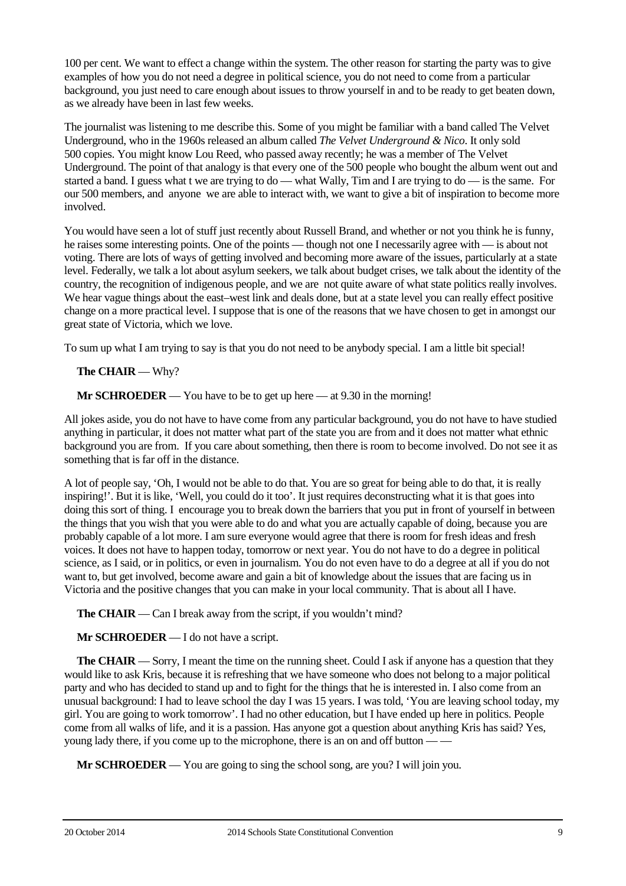100 per cent. We want to effect a change within the system. The other reason for starting the party was to give examples of how you do not need a degree in political science, you do not need to come from a particular background, you just need to care enough about issues to throw yourself in and to be ready to get beaten down, as we already have been in last few weeks.

The journalist was listening to me describe this. Some of you might be familiar with a band called The Velvet Underground, who in the 1960s released an album called *The Velvet Underground & Nico*. It only sold 500 copies. You might know Lou Reed, who passed away recently; he was a member of The Velvet Underground. The point of that analogy is that every one of the 500 people who bought the album went out and started a band. I guess what t we are trying to do — what Wally, Tim and I are trying to do — is the same. For our 500 members, and anyone we are able to interact with, we want to give a bit of inspiration to become more involved.

You would have seen a lot of stuff just recently about Russell Brand, and whether or not you think he is funny, he raises some interesting points. One of the points — though not one I necessarily agree with — is about not voting. There are lots of ways of getting involved and becoming more aware of the issues, particularly at a state level. Federally, we talk a lot about asylum seekers, we talk about budget crises, we talk about the identity of the country, the recognition of indigenous people, and we are not quite aware of what state politics really involves. We hear vague things about the east–west link and deals done, but at a state level you can really effect positive change on a more practical level. I suppose that is one of the reasons that we have chosen to get in amongst our great state of Victoria, which we love.

To sum up what I am trying to say is that you do not need to be anybody special. I am a little bit special!

**The CHAIR** — Why?

**Mr SCHROEDER** — You have to be to get up here — at 9.30 in the morning!

All jokes aside, you do not have to have come from any particular background, you do not have to have studied anything in particular, it does not matter what part of the state you are from and it does not matter what ethnic background you are from. If you care about something, then there is room to become involved. Do not see it as something that is far off in the distance.

A lot of people say, 'Oh, I would not be able to do that. You are so great for being able to do that, it is really inspiring!'. But it is like, 'Well, you could do it too'. It just requires deconstructing what it is that goes into doing this sort of thing. I encourage you to break down the barriers that you put in front of yourself in between the things that you wish that you were able to do and what you are actually capable of doing, because you are probably capable of a lot more. I am sure everyone would agree that there is room for fresh ideas and fresh voices. It does not have to happen today, tomorrow or next year. You do not have to do a degree in political science, as I said, or in politics, or even in journalism. You do not even have to do a degree at all if you do not want to, but get involved, become aware and gain a bit of knowledge about the issues that are facing us in Victoria and the positive changes that you can make in your local community. That is about all I have.

**The CHAIR** — Can I break away from the script, if you wouldn't mind?

**Mr SCHROEDER** — I do not have a script.

**The CHAIR** — Sorry, I meant the time on the running sheet. Could I ask if anyone has a question that they would like to ask Kris, because it is refreshing that we have someone who does not belong to a major political party and who has decided to stand up and to fight for the things that he is interested in. I also come from an unusual background: I had to leave school the day I was 15 years. I was told, 'You are leaving school today, my girl. You are going to work tomorrow'. I had no other education, but I have ended up here in politics. People come from all walks of life, and it is a passion. Has anyone got a question about anything Kris has said? Yes, young lady there, if you come up to the microphone, there is an on and off button — —

**Mr SCHROEDER** — You are going to sing the school song, are you? I will join you.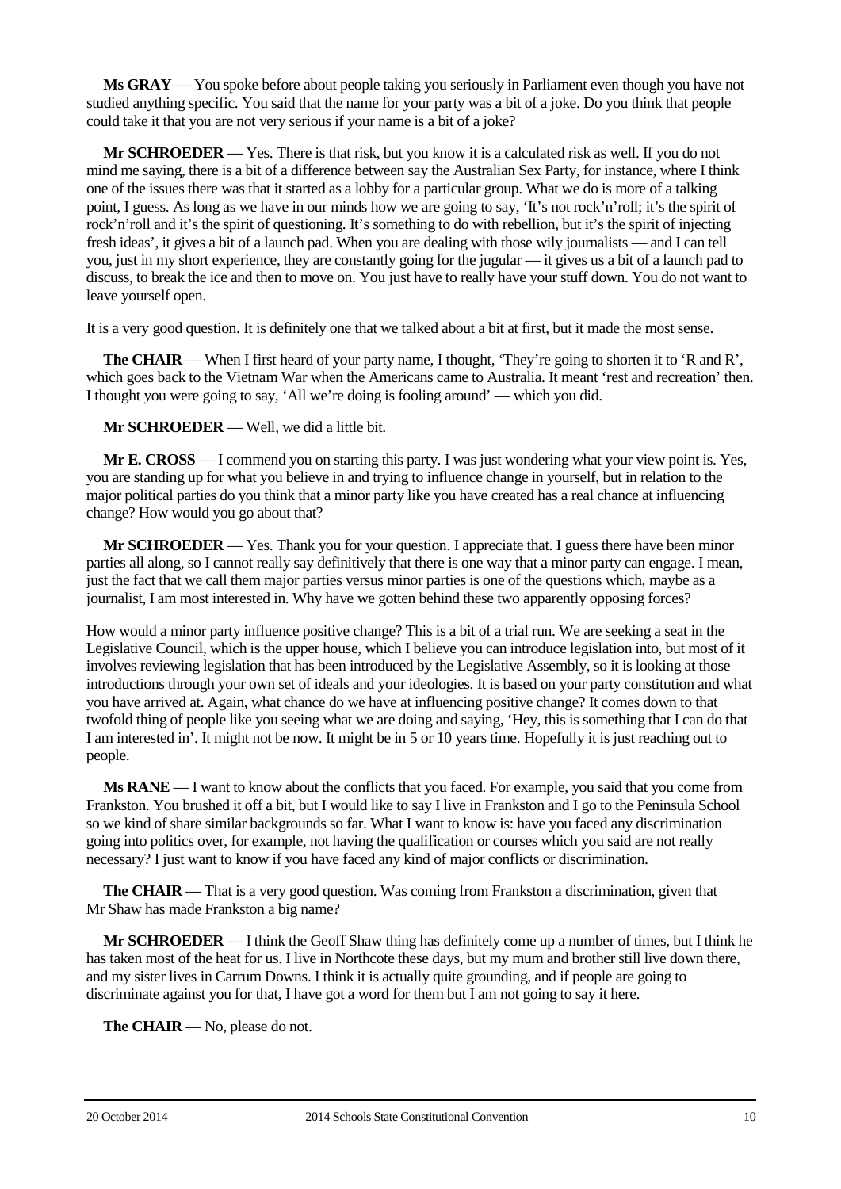**Ms GRAY** — You spoke before about people taking you seriously in Parliament even though you have not studied anything specific. You said that the name for your party was a bit of a joke. Do you think that people could take it that you are not very serious if your name is a bit of a joke?

**Mr SCHROEDER** — Yes. There is that risk, but you know it is a calculated risk as well. If you do not mind me saying, there is a bit of a difference between say the Australian Sex Party, for instance, where I think one of the issues there was that it started as a lobby for a particular group. What we do is more of a talking point, I guess. As long as we have in our minds how we are going to say, 'It's not rock'n'roll; it's the spirit of rock'n'roll and it's the spirit of questioning. It's something to do with rebellion, but it's the spirit of injecting fresh ideas', it gives a bit of a launch pad. When you are dealing with those wily journalists — and I can tell you, just in my short experience, they are constantly going for the jugular — it gives us a bit of a launch pad to discuss, to break the ice and then to move on. You just have to really have your stuff down. You do not want to leave yourself open.

It is a very good question. It is definitely one that we talked about a bit at first, but it made the most sense.

**The CHAIR** — When I first heard of your party name, I thought, 'They're going to shorten it to 'R and R', which goes back to the Vietnam War when the Americans came to Australia. It meant 'rest and recreation' then. I thought you were going to say, 'All we're doing is fooling around' — which you did.

**Mr SCHROEDER** — Well, we did a little bit.

**Mr E. CROSS** — I commend you on starting this party. I was just wondering what your view point is. Yes, you are standing up for what you believe in and trying to influence change in yourself, but in relation to the major political parties do you think that a minor party like you have created has a real chance at influencing change? How would you go about that?

**Mr SCHROEDER** — Yes. Thank you for your question. I appreciate that. I guess there have been minor parties all along, so I cannot really say definitively that there is one way that a minor party can engage. I mean, just the fact that we call them major parties versus minor parties is one of the questions which, maybe as a journalist, I am most interested in. Why have we gotten behind these two apparently opposing forces?

How would a minor party influence positive change? This is a bit of a trial run. We are seeking a seat in the Legislative Council, which is the upper house, which I believe you can introduce legislation into, but most of it involves reviewing legislation that has been introduced by the Legislative Assembly, so it is looking at those introductions through your own set of ideals and your ideologies. It is based on your party constitution and what you have arrived at. Again, what chance do we have at influencing positive change? It comes down to that twofold thing of people like you seeing what we are doing and saying, 'Hey, this is something that I can do that I am interested in'. It might not be now. It might be in 5 or 10 years time. Hopefully it is just reaching out to people.

**Ms RANE** — I want to know about the conflicts that you faced. For example, you said that you come from Frankston. You brushed it off a bit, but I would like to say I live in Frankston and I go to the Peninsula School so we kind of share similar backgrounds so far. What I want to know is: have you faced any discrimination going into politics over, for example, not having the qualification or courses which you said are not really necessary? I just want to know if you have faced any kind of major conflicts or discrimination.

**The CHAIR** — That is a very good question. Was coming from Frankston a discrimination, given that Mr Shaw has made Frankston a big name?

**Mr SCHROEDER** — I think the Geoff Shaw thing has definitely come up a number of times, but I think he has taken most of the heat for us. I live in Northcote these days, but my mum and brother still live down there, and my sister lives in Carrum Downs. I think it is actually quite grounding, and if people are going to discriminate against you for that, I have got a word for them but I am not going to say it here.

**The CHAIR** — No, please do not.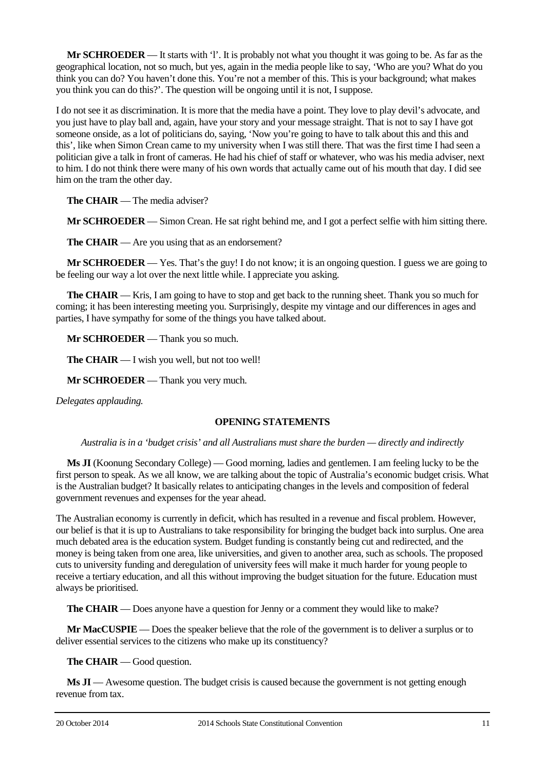**Mr SCHROEDER** — It starts with 'l'. It is probably not what you thought it was going to be. As far as the geographical location, not so much, but yes, again in the media people like to say, 'Who are you? What do you think you can do? You haven't done this. You're not a member of this. This is your background; what makes you think you can do this?'. The question will be ongoing until it is not, I suppose.

I do not see it as discrimination. It is more that the media have a point. They love to play devil's advocate, and you just have to play ball and, again, have your story and your message straight. That is not to say I have got someone onside, as a lot of politicians do, saying, 'Now you're going to have to talk about this and this and this', like when Simon Crean came to my university when I was still there. That was the first time I had seen a politician give a talk in front of cameras. He had his chief of staff or whatever, who was his media adviser, next to him. I do not think there were many of his own words that actually came out of his mouth that day. I did see him on the tram the other day.

**The CHAIR** — The media adviser?

**Mr SCHROEDER** — Simon Crean. He sat right behind me, and I got a perfect selfie with him sitting there.

**The CHAIR** — Are you using that as an endorsement?

**Mr SCHROEDER** — Yes. That's the guy! I do not know; it is an ongoing question. I guess we are going to be feeling our way a lot over the next little while. I appreciate you asking.

**The CHAIR** — Kris, I am going to have to stop and get back to the running sheet. Thank you so much for coming; it has been interesting meeting you. Surprisingly, despite my vintage and our differences in ages and parties, I have sympathy for some of the things you have talked about.

**Mr SCHROEDER** — Thank you so much.

**The CHAIR** — I wish you well, but not too well!

**Mr SCHROEDER** — Thank you very much.

*Delegates applauding.*

## OPENING STATEMENTS

*Australia is in a 'budget crisis' and all Australians must share the burden — directly and indirectly*

**Ms JI** (Koonung Secondary College) — Good morning, ladies and gentlemen. I am feeling lucky to be the first person to speak. As we all know, we are talking about the topic of Australia's economic budget crisis. What is the Australian budget? It basically relates to anticipating changes in the levels and composition of federal government revenues and expenses for the year ahead.

The Australian economy is currently in deficit, which has resulted in a revenue and fiscal problem. However, our belief is that it is up to Australians to take responsibility for bringing the budget back into surplus. One area much debated area is the education system. Budget funding is constantly being cut and redirected, and the money is being taken from one area, like universities, and given to another area, such as schools. The proposed cuts to university funding and deregulation of university fees will make it much harder for young people to receive a tertiary education, and all this without improving the budget situation for the future. Education must always be prioritised.

**The CHAIR** — Does anyone have a question for Jenny or a comment they would like to make?

**Mr MacCUSPIE** — Does the speaker believe that the role of the government is to deliver a surplus or to deliver essential services to the citizens who make up its constituency?

**The CHAIR** — Good question.

**Ms JI** — Awesome question. The budget crisis is caused because the government is not getting enough revenue from tax.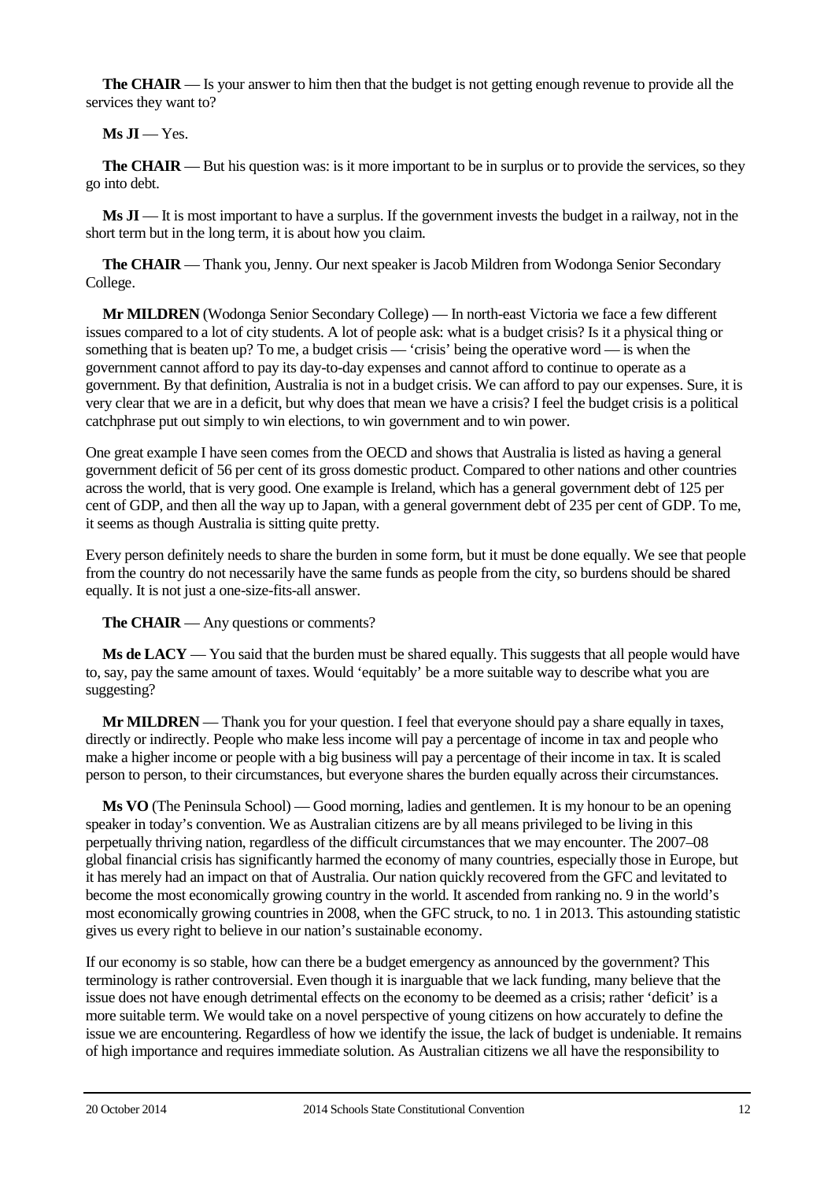**The CHAIR** — Is your answer to him then that the budget is not getting enough revenue to provide all the services they want to?

**Ms JI** — Yes.

**The CHAIR** — But his question was: is it more important to be in surplus or to provide the services, so they go into debt.

**Ms JI** — It is most important to have a surplus. If the government invests the budget in a railway, not in the short term but in the long term, it is about how you claim.

**The CHAIR** — Thank you, Jenny. Our next speaker is Jacob Mildren from Wodonga Senior Secondary College.

**Mr MILDREN** (Wodonga Senior Secondary College) — In north-east Victoria we face a few different issues compared to a lot of city students. A lot of people ask: what is a budget crisis? Is it a physical thing or something that is beaten up? To me, a budget crisis — 'crisis' being the operative word — is when the government cannot afford to pay its day-to-day expenses and cannot afford to continue to operate as a government. By that definition, Australia is not in a budget crisis. We can afford to pay our expenses. Sure, it is very clear that we are in a deficit, but why does that mean we have a crisis? I feel the budget crisis is a political catchphrase put out simply to win elections, to win government and to win power.

One great example I have seen comes from the OECD and shows that Australia is listed as having a general government deficit of 56 per cent of its gross domestic product. Compared to other nations and other countries across the world, that is very good. One example is Ireland, which has a general government debt of 125 per cent of GDP, and then all the way up to Japan, with a general government debt of 235 per cent of GDP. To me, it seems as though Australia is sitting quite pretty.

Every person definitely needs to share the burden in some form, but it must be done equally. We see that people from the country do not necessarily have the same funds as people from the city, so burdens should be shared equally. It is not just a one-size-fits-all answer.

**The CHAIR** — Any questions or comments?

**Ms de LACY** — You said that the burden must be shared equally. This suggests that all people would have to, say, pay the same amount of taxes. Would 'equitably' be a more suitable way to describe what you are suggesting?

**Mr MILDREN** — Thank you for your question. I feel that everyone should pay a share equally in taxes, directly or indirectly. People who make less income will pay a percentage of income in tax and people who make a higher income or people with a big business will pay a percentage of their income in tax. It is scaled person to person, to their circumstances, but everyone shares the burden equally across their circumstances.

**Ms VO** (The Peninsula School) — Good morning, ladies and gentlemen. It is my honour to be an opening speaker in today's convention. We as Australian citizens are by all means privileged to be living in this perpetually thriving nation, regardless of the difficult circumstances that we may encounter. The 2007–08 global financial crisis has significantly harmed the economy of many countries, especially those in Europe, but it has merely had an impact on that of Australia. Our nation quickly recovered from the GFC and levitated to become the most economically growing country in the world. It ascended from ranking no. 9 in the world's most economically growing countries in 2008, when the GFC struck, to no. 1 in 2013. This astounding statistic gives us every right to believe in our nation's sustainable economy.

If our economy is so stable, how can there be a budget emergency as announced by the government? This terminology is rather controversial. Even though it is inarguable that we lack funding, many believe that the issue does not have enough detrimental effects on the economy to be deemed as a crisis; rather 'deficit' is a more suitable term. We would take on a novel perspective of young citizens on how accurately to define the issue we are encountering. Regardless of how we identify the issue, the lack of budget is undeniable. It remains of high importance and requires immediate solution. As Australian citizens we all have the responsibility to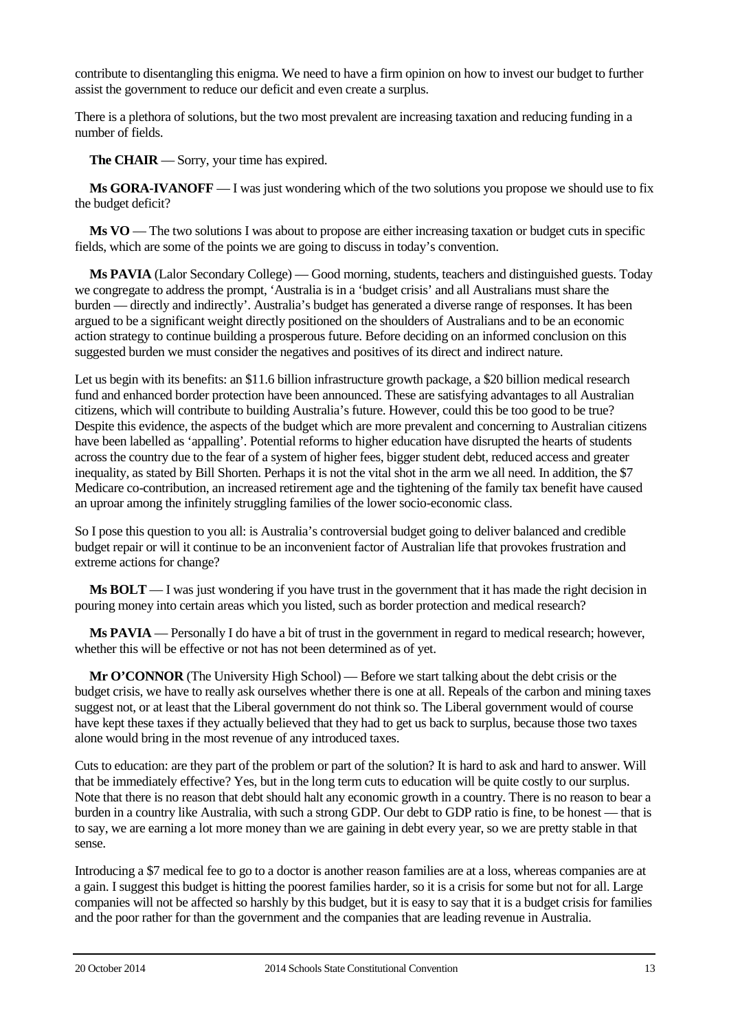contribute to disentangling this enigma. We need to have a firm opinion on how to invest our budget to further assist the government to reduce our deficit and even create a surplus.

There is a plethora of solutions, but the two most prevalent are increasing taxation and reducing funding in a number of fields.

**The CHAIR** — Sorry, your time has expired.

**Ms GORA-IVANOFF** — I was just wondering which of the two solutions you propose we should use to fix the budget deficit?

**Ms VO** — The two solutions I was about to propose are either increasing taxation or budget cuts in specific fields, which are some of the points we are going to discuss in today's convention.

**Ms PAVIA** (Lalor Secondary College) — Good morning, students, teachers and distinguished guests. Today we congregate to address the prompt, 'Australia is in a 'budget crisis' and all Australians must share the burden — directly and indirectly'. Australia's budget has generated a diverse range of responses. It has been argued to be a significant weight directly positioned on the shoulders of Australians and to be an economic action strategy to continue building a prosperous future. Before deciding on an informed conclusion on this suggested burden we must consider the negatives and positives of its direct and indirect nature.

Let us begin with its benefits: an $11.6 billion infrastructure growth package, a $20 billion medical research fund and enhanced border protection have been announced. These are satisfying advantages to all Australian citizens, which will contribute to building Australia's future. However, could this be too good to be true? Despite this evidence, the aspects of the budget which are more prevalent and concerning to Australian citizens have been labelled as 'appalling'. Potential reforms to higher education have disrupted the hearts of students across the country due to the fear of a system of higher fees, bigger student debt, reduced access and greater inequality, as stated by Bill Shorten. Perhaps it is not the vital shot in the arm we all need. In addition, the $7 Medicare co-contribution, an increased retirement age and the tightening of the family tax benefit have caused an uproar among the infinitely struggling families of the lower socio-economic class.

So I pose this question to you all: is Australia's controversial budget going to deliver balanced and credible budget repair or will it continue to be an inconvenient factor of Australian life that provokes frustration and extreme actions for change?

**Ms BOLT** — I was just wondering if you have trust in the government that it has made the right decision in pouring money into certain areas which you listed, such as border protection and medical research?

**Ms PAVIA** — Personally I do have a bit of trust in the government in regard to medical research; however, whether this will be effective or not has not been determined as of yet.

**Mr O'CONNOR** (The University High School) — Before we start talking about the debt crisis or the budget crisis, we have to really ask ourselves whether there is one at all. Repeals of the carbon and mining taxes suggest not, or at least that the Liberal government do not think so. The Liberal government would of course have kept these taxes if they actually believed that they had to get us back to surplus, because those two taxes alone would bring in the most revenue of any introduced taxes.

Cuts to education: are they part of the problem or part of the solution? It is hard to ask and hard to answer. Will that be immediately effective? Yes, but in the long term cuts to education will be quite costly to our surplus. Note that there is no reason that debt should halt any economic growth in a country. There is no reason to bear a burden in a country like Australia, with such a strong GDP. Our debt to GDP ratio is fine, to be honest — that is to say, we are earning a lot more money than we are gaining in debt every year, so we are pretty stable in that sense.

Introducing a $7 medical fee to go to a doctor is another reason families are at a loss, whereas companies are at a gain. I suggest this budget is hitting the poorest families harder, so it is a crisis for some but not for all. Large companies will not be affected so harshly by this budget, but it is easy to say that it is a budget crisis for families and the poor rather for than the government and the companies that are leading revenue in Australia.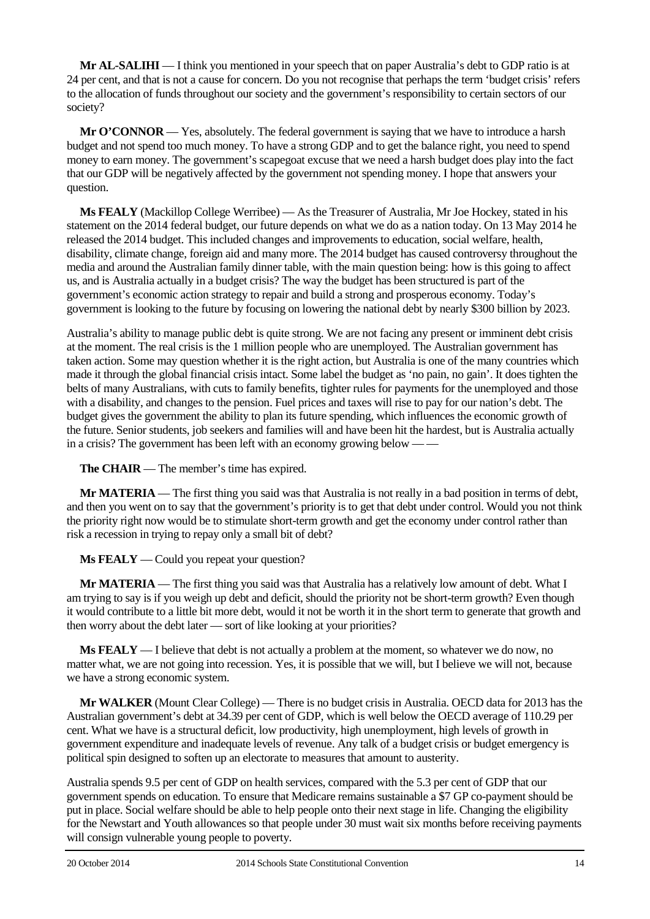**Mr AL-SALIHI** — I think you mentioned in your speech that on paper Australia's debt to GDP ratio is at 24 per cent, and that is not a cause for concern. Do you not recognise that perhaps the term 'budget crisis' refers to the allocation of funds throughout our society and the government's responsibility to certain sectors of our society?

**Mr O'CONNOR** — Yes, absolutely. The federal government is saying that we have to introduce a harsh budget and not spend too much money. To have a strong GDP and to get the balance right, you need to spend money to earn money. The government's scapegoat excuse that we need a harsh budget does play into the fact that our GDP will be negatively affected by the government not spending money. I hope that answers your question.

**Ms FEALY** (Mackillop College Werribee) — As the Treasurer of Australia, Mr Joe Hockey, stated in his statement on the 2014 federal budget, our future depends on what we do as a nation today. On 13 May 2014 he released the 2014 budget. This included changes and improvements to education, social welfare, health, disability, climate change, foreign aid and many more. The 2014 budget has caused controversy throughout the media and around the Australian family dinner table, with the main question being: how is this going to affect us, and is Australia actually in a budget crisis? The way the budget has been structured is part of the government's economic action strategy to repair and build a strong and prosperous economy. Today's government is looking to the future by focusing on lowering the national debt by nearly $300 billion by 2023.

Australia's ability to manage public debt is quite strong. We are not facing any present or imminent debt crisis at the moment. The real crisis is the 1 million people who are unemployed. The Australian government has taken action. Some may question whether it is the right action, but Australia is one of the many countries which made it through the global financial crisis intact. Some label the budget as 'no pain, no gain'. It does tighten the belts of many Australians, with cuts to family benefits, tighter rules for payments for the unemployed and those with a disability, and changes to the pension. Fuel prices and taxes will rise to pay for our nation's debt. The budget gives the government the ability to plan its future spending, which influences the economic growth of the future. Senior students, job seekers and families will and have been hit the hardest, but is Australia actually in a crisis? The government has been left with an economy growing below — —

**The CHAIR** — The member's time has expired.

**Mr MATERIA** — The first thing you said was that Australia is not really in a bad position in terms of debt, and then you went on to say that the government's priority is to get that debt under control. Would you not think the priority right now would be to stimulate short-term growth and get the economy under control rather than risk a recession in trying to repay only a small bit of debt?

**Ms FEALY** — Could you repeat your question?

**Mr MATERIA** — The first thing you said was that Australia has a relatively low amount of debt. What I am trying to say is if you weigh up debt and deficit, should the priority not be short-term growth? Even though it would contribute to a little bit more debt, would it not be worth it in the short term to generate that growth and then worry about the debt later — sort of like looking at your priorities?

**Ms FEALY** — I believe that debt is not actually a problem at the moment, so whatever we do now, no matter what, we are not going into recession. Yes, it is possible that we will, but I believe we will not, because we have a strong economic system.

**Mr WALKER** (Mount Clear College) — There is no budget crisis in Australia. OECD data for 2013 has the Australian government's debt at 34.39 per cent of GDP, which is well below the OECD average of 110.29 per cent. What we have is a structural deficit, low productivity, high unemployment, high levels of growth in government expenditure and inadequate levels of revenue. Any talk of a budget crisis or budget emergency is political spin designed to soften up an electorate to measures that amount to austerity.

Australia spends 9.5 per cent of GDP on health services, compared with the 5.3 per cent of GDP that our government spends on education. To ensure that Medicare remains sustainable a $7 GP co-payment should be put in place. Social welfare should be able to help people onto their next stage in life. Changing the eligibility for the Newstart and Youth allowances so that people under 30 must wait six months before receiving payments will consign vulnerable young people to poverty.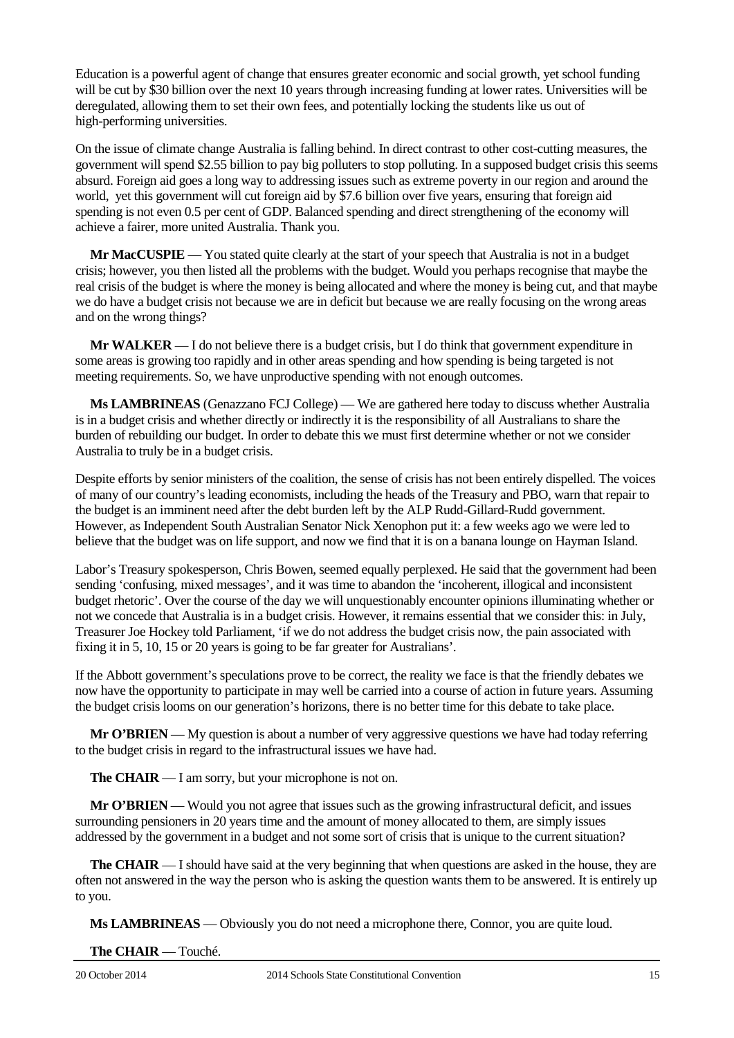Education is a powerful agent of change that ensures greater economic and social growth, yet school funding will be cut by $30 billion over the next 10 years through increasing funding at lower rates. Universities will be deregulated, allowing them to set their own fees, and potentially locking the students like us out of high-performing universities.

On the issue of climate change Australia is falling behind. In direct contrast to other cost-cutting measures, the government will spend $2.55 billion to pay big polluters to stop polluting. In a supposed budget crisis this seems absurd. Foreign aid goes a long way to addressing issues such as extreme poverty in our region and around the world, yet this government will cut foreign aid by $7.6 billion over five years, ensuring that foreign aid spending is not even 0.5 per cent of GDP. Balanced spending and direct strengthening of the economy will achieve a fairer, more united Australia. Thank you.

**Mr MacCUSPIE** — You stated quite clearly at the start of your speech that Australia is not in a budget crisis; however, you then listed all the problems with the budget. Would you perhaps recognise that maybe the real crisis of the budget is where the money is being allocated and where the money is being cut, and that maybe we do have a budget crisis not because we are in deficit but because we are really focusing on the wrong areas and on the wrong things?

**Mr WALKER** — I do not believe there is a budget crisis, but I do think that government expenditure in some areas is growing too rapidly and in other areas spending and how spending is being targeted is not meeting requirements. So, we have unproductive spending with not enough outcomes.

**Ms LAMBRINEAS** (Genazzano FCJ College) — We are gathered here today to discuss whether Australia is in a budget crisis and whether directly or indirectly it is the responsibility of all Australians to share the burden of rebuilding our budget. In order to debate this we must first determine whether or not we consider Australia to truly be in a budget crisis.

Despite efforts by senior ministers of the coalition, the sense of crisis has not been entirely dispelled. The voices of many of our country's leading economists, including the heads of the Treasury and PBO, warn that repair to the budget is an imminent need after the debt burden left by the ALP Rudd-Gillard-Rudd government. However, as Independent South Australian Senator Nick Xenophon put it: a few weeks ago we were led to believe that the budget was on life support, and now we find that it is on a banana lounge on Hayman Island.

Labor's Treasury spokesperson, Chris Bowen, seemed equally perplexed. He said that the government had been sending 'confusing, mixed messages', and it was time to abandon the 'incoherent, illogical and inconsistent budget rhetoric'. Over the course of the day we will unquestionably encounter opinions illuminating whether or not we concede that Australia is in a budget crisis. However, it remains essential that we consider this: in July, Treasurer Joe Hockey told Parliament, 'if we do not address the budget crisis now, the pain associated with fixing it in 5, 10, 15 or 20 years is going to be far greater for Australians'.

If the Abbott government's speculations prove to be correct, the reality we face is that the friendly debates we now have the opportunity to participate in may well be carried into a course of action in future years. Assuming the budget crisis looms on our generation's horizons, there is no better time for this debate to take place.

**Mr O'BRIEN** — My question is about a number of very aggressive questions we have had today referring to the budget crisis in regard to the infrastructural issues we have had.

**The CHAIR** — I am sorry, but your microphone is not on.

**Mr O'BRIEN** — Would you not agree that issues such as the growing infrastructural deficit, and issues surrounding pensioners in 20 years time and the amount of money allocated to them, are simply issues addressed by the government in a budget and not some sort of crisis that is unique to the current situation?

**The CHAIR** — I should have said at the very beginning that when questions are asked in the house, they are often not answered in the way the person who is asking the question wants them to be answered. It is entirely up to you.

**Ms LAMBRINEAS** — Obviously you do not need a microphone there, Connor, you are quite loud.

**The CHAIR** — Touché.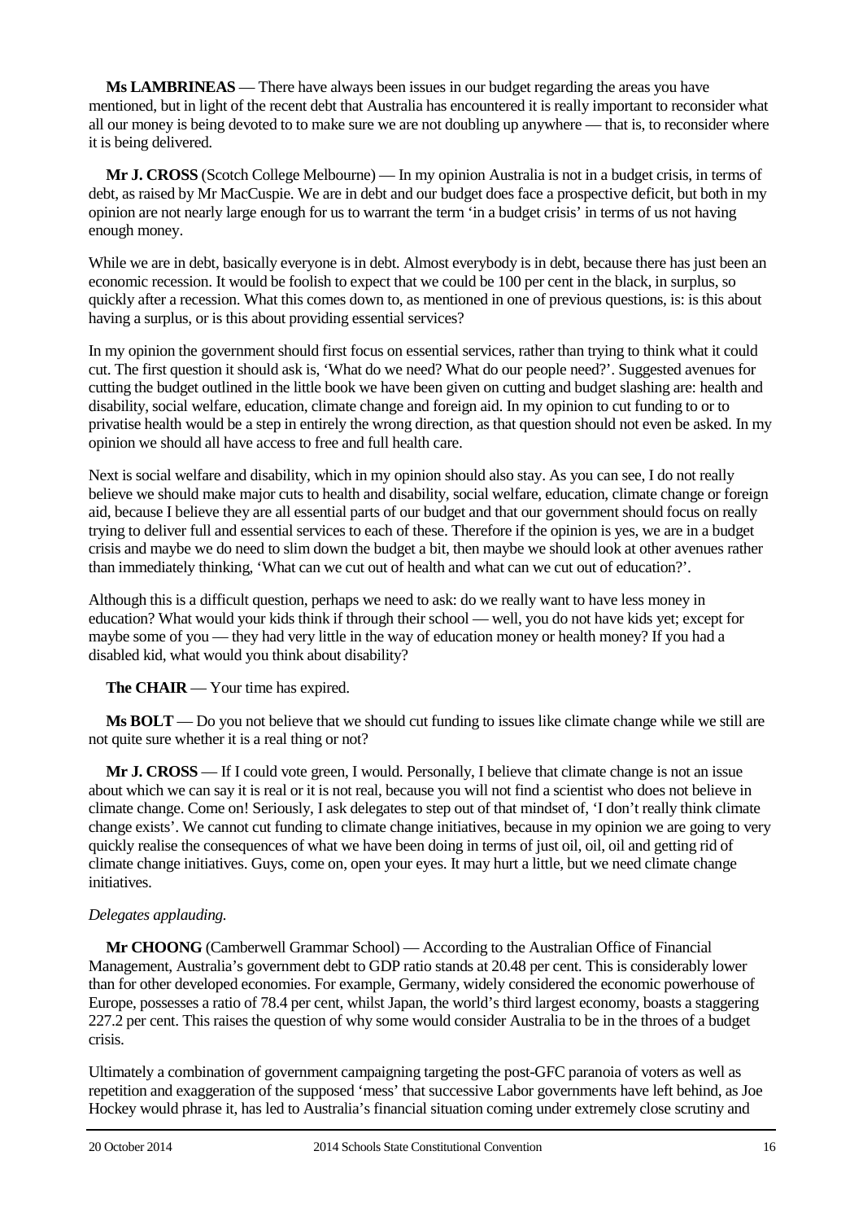**Ms LAMBRINEAS** — There have always been issues in our budget regarding the areas you have mentioned, but in light of the recent debt that Australia has encountered it is really important to reconsider what all our money is being devoted to to make sure we are not doubling up anywhere — that is, to reconsider where it is being delivered.

**Mr J. CROSS** (Scotch College Melbourne) — In my opinion Australia is not in a budget crisis, in terms of debt, as raised by Mr MacCuspie. We are in debt and our budget does face a prospective deficit, but both in my opinion are not nearly large enough for us to warrant the term 'in a budget crisis' in terms of us not having enough money.

While we are in debt, basically everyone is in debt. Almost everybody is in debt, because there has just been an economic recession. It would be foolish to expect that we could be 100 per cent in the black, in surplus, so quickly after a recession. What this comes down to, as mentioned in one of previous questions, is: is this about having a surplus, or is this about providing essential services?

In my opinion the government should first focus on essential services, rather than trying to think what it could cut. The first question it should ask is, 'What do we need? What do our people need?'. Suggested avenues for cutting the budget outlined in the little book we have been given on cutting and budget slashing are: health and disability, social welfare, education, climate change and foreign aid. In my opinion to cut funding to or to privatise health would be a step in entirely the wrong direction, as that question should not even be asked. In my opinion we should all have access to free and full health care.

Next is social welfare and disability, which in my opinion should also stay. As you can see, I do not really believe we should make major cuts to health and disability, social welfare, education, climate change or foreign aid, because I believe they are all essential parts of our budget and that our government should focus on really trying to deliver full and essential services to each of these. Therefore if the opinion is yes, we are in a budget crisis and maybe we do need to slim down the budget a bit, then maybe we should look at other avenues rather than immediately thinking, 'What can we cut out of health and what can we cut out of education?'.

Although this is a difficult question, perhaps we need to ask: do we really want to have less money in education? What would your kids think if through their school — well, you do not have kids yet; except for maybe some of you — they had very little in the way of education money or health money? If you had a disabled kid, what would you think about disability?

**The CHAIR** — Your time has expired.

**Ms BOLT** — Do you not believe that we should cut funding to issues like climate change while we still are not quite sure whether it is a real thing or not?

**Mr J. CROSS** — If I could vote green, I would. Personally, I believe that climate change is not an issue about which we can say it is real or it is not real, because you will not find a scientist who does not believe in climate change. Come on! Seriously, I ask delegates to step out of that mindset of, 'I don't really think climate change exists'. We cannot cut funding to climate change initiatives, because in my opinion we are going to very quickly realise the consequences of what we have been doing in terms of just oil, oil, oil and getting rid of climate change initiatives. Guys, come on, open your eyes. It may hurt a little, but we need climate change initiatives.

*Delegates applauding.*

**Mr CHOONG** (Camberwell Grammar School) — According to the Australian Office of Financial Management, Australia's government debt to GDP ratio stands at 20.48 per cent. This is considerably lower than for other developed economies. For example, Germany, widely considered the economic powerhouse of Europe, possesses a ratio of 78.4 per cent, whilst Japan, the world's third largest economy, boasts a staggering 227.2 per cent. This raises the question of why some would consider Australia to be in the throes of a budget crisis.

Ultimately a combination of government campaigning targeting the post-GFC paranoia of voters as well as repetition and exaggeration of the supposed 'mess' that successive Labor governments have left behind, as Joe Hockey would phrase it, has led to Australia's financial situation coming under extremely close scrutiny and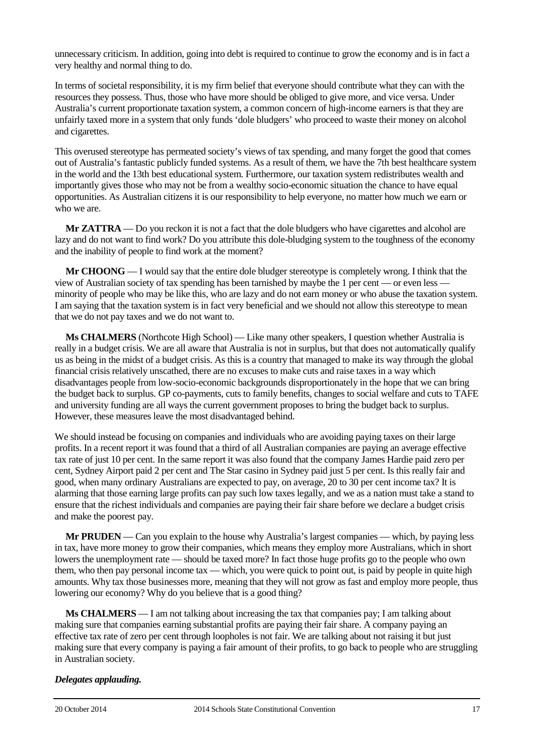unnecessary criticism. In addition, going into debt is required to continue to grow the economy and is in fact a very healthy and normal thing to do.

In terms of societal responsibility, it is my firm belief that everyone should contribute what they can with the resources they possess. Thus, those who have more should be obliged to give more, and vice versa. Under Australia's current proportionate taxation system, a common concern of high-income earners is that they are unfairly taxed more in a system that only funds 'dole bludgers' who proceed to waste their money on alcohol and cigarettes.

This overused stereotype has permeated society's views of tax spending, and many forget the good that comes out of Australia's fantastic publicly funded systems. As a result of them, we have the 7th best healthcare system in the world and the 13th best educational system. Furthermore, our taxation system redistributes wealth and importantly gives those who may not be from a wealthy socio-economic situation the chance to have equal opportunities. As Australian citizens it is our responsibility to help everyone, no matter how much we earn or who we are.

**Mr ZATTRA** — Do you reckon it is not a fact that the dole bludgers who have cigarettes and alcohol are lazy and do not want to find work? Do you attribute this dole-bludging system to the toughness of the economy and the inability of people to find work at the moment?

**Mr CHOONG** — I would say that the entire dole bludger stereotype is completely wrong. I think that the view of Australian society of tax spending has been tarnished by maybe the 1 per cent — or even less — minority of people who may be like this, who are lazy and do not earn money or who abuse the taxation system. I am saying that the taxation system is in fact very beneficial and we should not allow this stereotype to mean that we do not pay taxes and we do not want to.

**Ms CHALMERS** (Northcote High School) — Like many other speakers, I question whether Australia is really in a budget crisis. We are all aware that Australia is not in surplus, but that does not automatically qualify us as being in the midst of a budget crisis. As this is a country that managed to make its way through the global financial crisis relatively unscathed, there are no excuses to make cuts and raise taxes in a way which disadvantages people from low-socio-economic backgrounds disproportionately in the hope that we can bring the budget back to surplus. GP co-payments, cuts to family benefits, changes to social welfare and cuts to TAFE and university funding are all ways the current government proposes to bring the budget back to surplus. However, these measures leave the most disadvantaged behind.

We should instead be focusing on companies and individuals who are avoiding paying taxes on their large profits. In a recent report it was found that a third of all Australian companies are paying an average effective tax rate of just 10 per cent. In the same report it was also found that the company James Hardie paid zero per cent, Sydney Airport paid 2 per cent and The Star casino in Sydney paid just 5 per cent. Is this really fair and good, when many ordinary Australians are expected to pay, on average, 20 to 30 per cent income tax? It is alarming that those earning large profits can pay such low taxes legally, and we as a nation must take a stand to ensure that the richest individuals and companies are paying their fair share before we declare a budget crisis and make the poorest pay.

**Mr PRUDEN** — Can you explain to the house why Australia's largest companies — which, by paying less in tax, have more money to grow their companies, which means they employ more Australians, which in short lowers the unemployment rate — should be taxed more? In fact those huge profits go to the people who own them, who then pay personal income tax — which, you were quick to point out, is paid by people in quite high amounts. Why tax those businesses more, meaning that they will not grow as fast and employ more people, thus lowering our economy? Why do you believe that is a good thing?

**Ms CHALMERS** — I am not talking about increasing the tax that companies pay; I am talking about making sure that companies earning substantial profits are paying their fair share. A company paying an effective tax rate of zero per cent through loopholes is not fair. We are talking about not raising it but just making sure that every company is paying a fair amount of their profits, to go back to people who are struggling in Australian society.

***Delegates applauding.***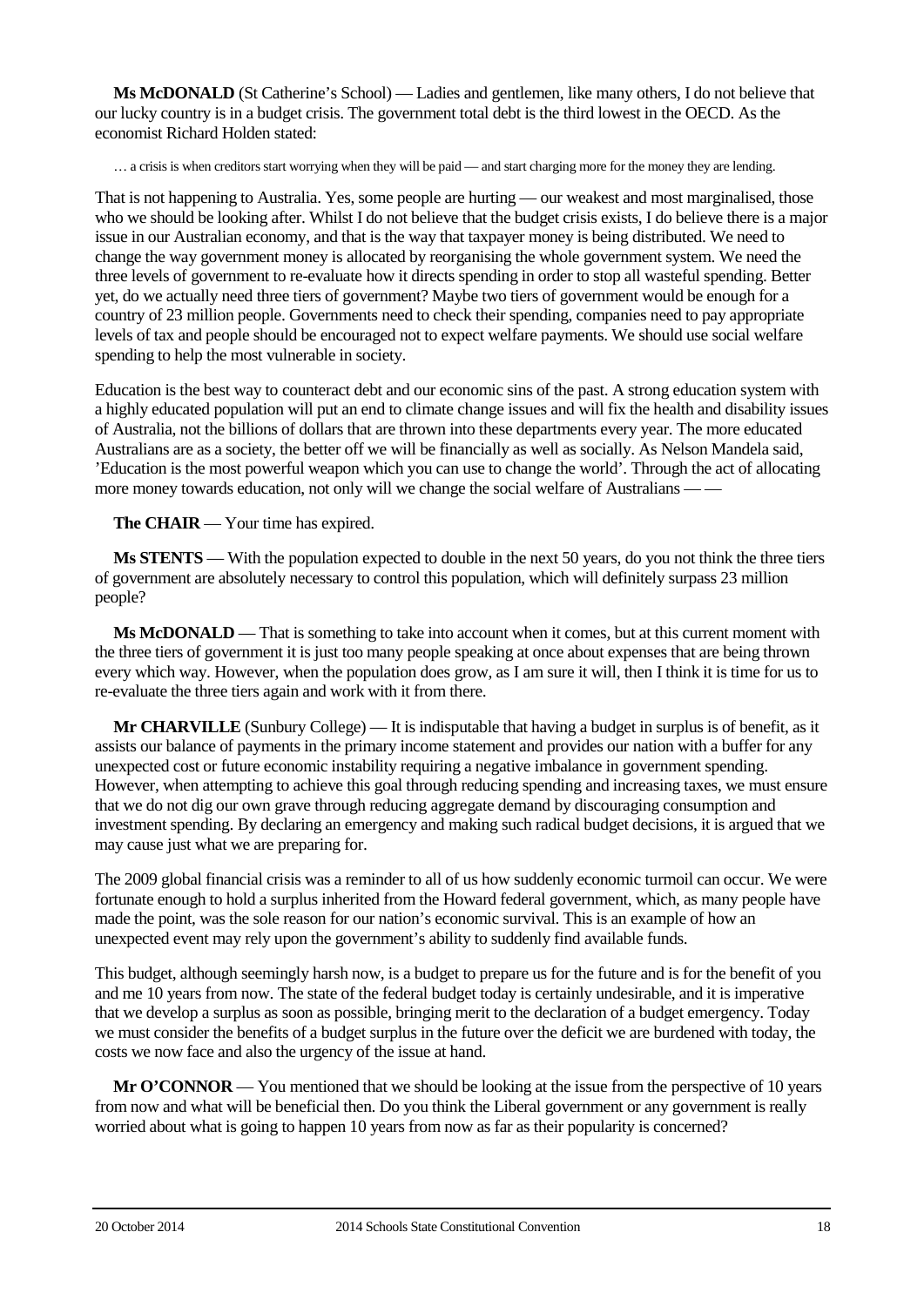**Ms McDONALD** (St Catherine's School) — Ladies and gentlemen, like many others, I do not believe that our lucky country is in a budget crisis. The government total debt is the third lowest in the OECD. As the economist Richard Holden stated:

> … a crisis is when creditors start worrying when they will be paid — and start charging more for the money they are lending.

That is not happening to Australia. Yes, some people are hurting — our weakest and most marginalised, those who we should be looking after. Whilst I do not believe that the budget crisis exists, I do believe there is a major issue in our Australian economy, and that is the way that taxpayer money is being distributed. We need to change the way government money is allocated by reorganising the whole government system. We need the three levels of government to re-evaluate how it directs spending in order to stop all wasteful spending. Better yet, do we actually need three tiers of government? Maybe two tiers of government would be enough for a country of 23 million people. Governments need to check their spending, companies need to pay appropriate levels of tax and people should be encouraged not to expect welfare payments. We should use social welfare spending to help the most vulnerable in society.

Education is the best way to counteract debt and our economic sins of the past. A strong education system with a highly educated population will put an end to climate change issues and will fix the health and disability issues of Australia, not the billions of dollars that are thrown into these departments every year. The more educated Australians are as a society, the better off we will be financially as well as socially. As Nelson Mandela said, 'Education is the most powerful weapon which you can use to change the world'. Through the act of allocating more money towards education, not only will we change the social welfare of Australians — —

**The CHAIR** — Your time has expired.

**Ms STENTS** — With the population expected to double in the next 50 years, do you not think the three tiers of government are absolutely necessary to control this population, which will definitely surpass 23 million people?

**Ms McDONALD** — That is something to take into account when it comes, but at this current moment with the three tiers of government it is just too many people speaking at once about expenses that are being thrown every which way. However, when the population does grow, as I am sure it will, then I think it is time for us to re-evaluate the three tiers again and work with it from there.

**Mr CHARVILLE** (Sunbury College) — It is indisputable that having a budget in surplus is of benefit, as it assists our balance of payments in the primary income statement and provides our nation with a buffer for any unexpected cost or future economic instability requiring a negative imbalance in government spending. However, when attempting to achieve this goal through reducing spending and increasing taxes, we must ensure that we do not dig our own grave through reducing aggregate demand by discouraging consumption and investment spending. By declaring an emergency and making such radical budget decisions, it is argued that we may cause just what we are preparing for.

The 2009 global financial crisis was a reminder to all of us how suddenly economic turmoil can occur. We were fortunate enough to hold a surplus inherited from the Howard federal government, which, as many people have made the point, was the sole reason for our nation's economic survival. This is an example of how an unexpected event may rely upon the government's ability to suddenly find available funds.

This budget, although seemingly harsh now, is a budget to prepare us for the future and is for the benefit of you and me 10 years from now. The state of the federal budget today is certainly undesirable, and it is imperative that we develop a surplus as soon as possible, bringing merit to the declaration of a budget emergency. Today we must consider the benefits of a budget surplus in the future over the deficit we are burdened with today, the costs we now face and also the urgency of the issue at hand.

**Mr O'CONNOR** — You mentioned that we should be looking at the issue from the perspective of 10 years from now and what will be beneficial then. Do you think the Liberal government or any government is really worried about what is going to happen 10 years from now as far as their popularity is concerned?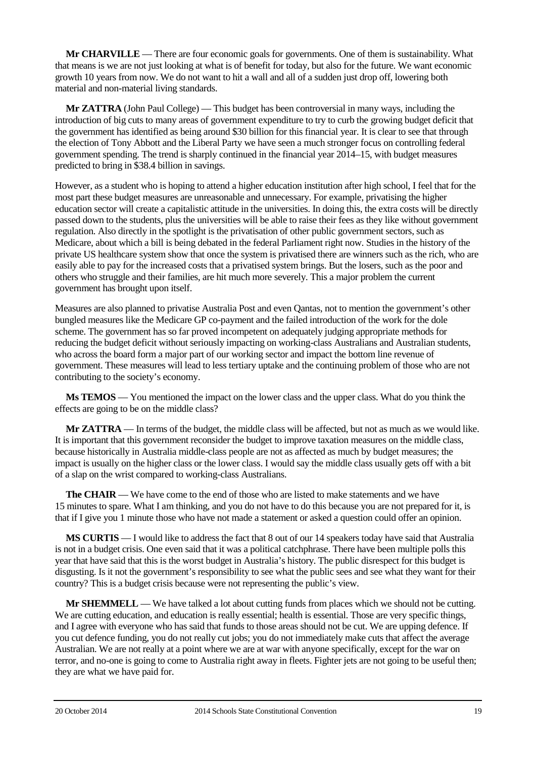**Mr CHARVILLE** — There are four economic goals for governments. One of them is sustainability. What that means is we are not just looking at what is of benefit for today, but also for the future. We want economic growth 10 years from now. We do not want to hit a wall and all of a sudden just drop off, lowering both material and non-material living standards.

**Mr ZATTRA** (John Paul College) — This budget has been controversial in many ways, including the introduction of big cuts to many areas of government expenditure to try to curb the growing budget deficit that the government has identified as being around $30 billion for this financial year. It is clear to see that through the election of Tony Abbott and the Liberal Party we have seen a much stronger focus on controlling federal government spending. The trend is sharply continued in the financial year 2014–15, with budget measures predicted to bring in $38.4 billion in savings.

However, as a student who is hoping to attend a higher education institution after high school, I feel that for the most part these budget measures are unreasonable and unnecessary. For example, privatising the higher education sector will create a capitalistic attitude in the universities. In doing this, the extra costs will be directly passed down to the students, plus the universities will be able to raise their fees as they like without government regulation. Also directly in the spotlight is the privatisation of other public government sectors, such as Medicare, about which a bill is being debated in the federal Parliament right now. Studies in the history of the private US healthcare system show that once the system is privatised there are winners such as the rich, who are easily able to pay for the increased costs that a privatised system brings. But the losers, such as the poor and others who struggle and their families, are hit much more severely. This a major problem the current government has brought upon itself.

Measures are also planned to privatise Australia Post and even Qantas, not to mention the government's other bungled measures like the Medicare GP co-payment and the failed introduction of the work for the dole scheme. The government has so far proved incompetent on adequately judging appropriate methods for reducing the budget deficit without seriously impacting on working-class Australians and Australian students, who across the board form a major part of our working sector and impact the bottom line revenue of government. These measures will lead to less tertiary uptake and the continuing problem of those who are not contributing to the society's economy.

**Ms TEMOS** — You mentioned the impact on the lower class and the upper class. What do you think the effects are going to be on the middle class?

**Mr ZATTRA** — In terms of the budget, the middle class will be affected, but not as much as we would like. It is important that this government reconsider the budget to improve taxation measures on the middle class, because historically in Australia middle-class people are not as affected as much by budget measures; the impact is usually on the higher class or the lower class. I would say the middle class usually gets off with a bit of a slap on the wrist compared to working-class Australians.

**The CHAIR** — We have come to the end of those who are listed to make statements and we have 15 minutes to spare. What I am thinking, and you do not have to do this because you are not prepared for it, is that if I give you 1 minute those who have not made a statement or asked a question could offer an opinion.

**MS CURTIS** — I would like to address the fact that 8 out of our 14 speakers today have said that Australia is not in a budget crisis. One even said that it was a political catchphrase. There have been multiple polls this year that have said that this is the worst budget in Australia's history. The public disrespect for this budget is disgusting. Is it not the government's responsibility to see what the public sees and see what they want for their country? This is a budget crisis because were not representing the public's view.

**Mr SHEMMELL** — We have talked a lot about cutting funds from places which we should not be cutting. We are cutting education, and education is really essential; health is essential. Those are very specific things, and I agree with everyone who has said that funds to those areas should not be cut. We are upping defence. If you cut defence funding, you do not really cut jobs; you do not immediately make cuts that affect the average Australian. We are not really at a point where we are at war with anyone specifically, except for the war on terror, and no-one is going to come to Australia right away in fleets. Fighter jets are not going to be useful then; they are what we have paid for.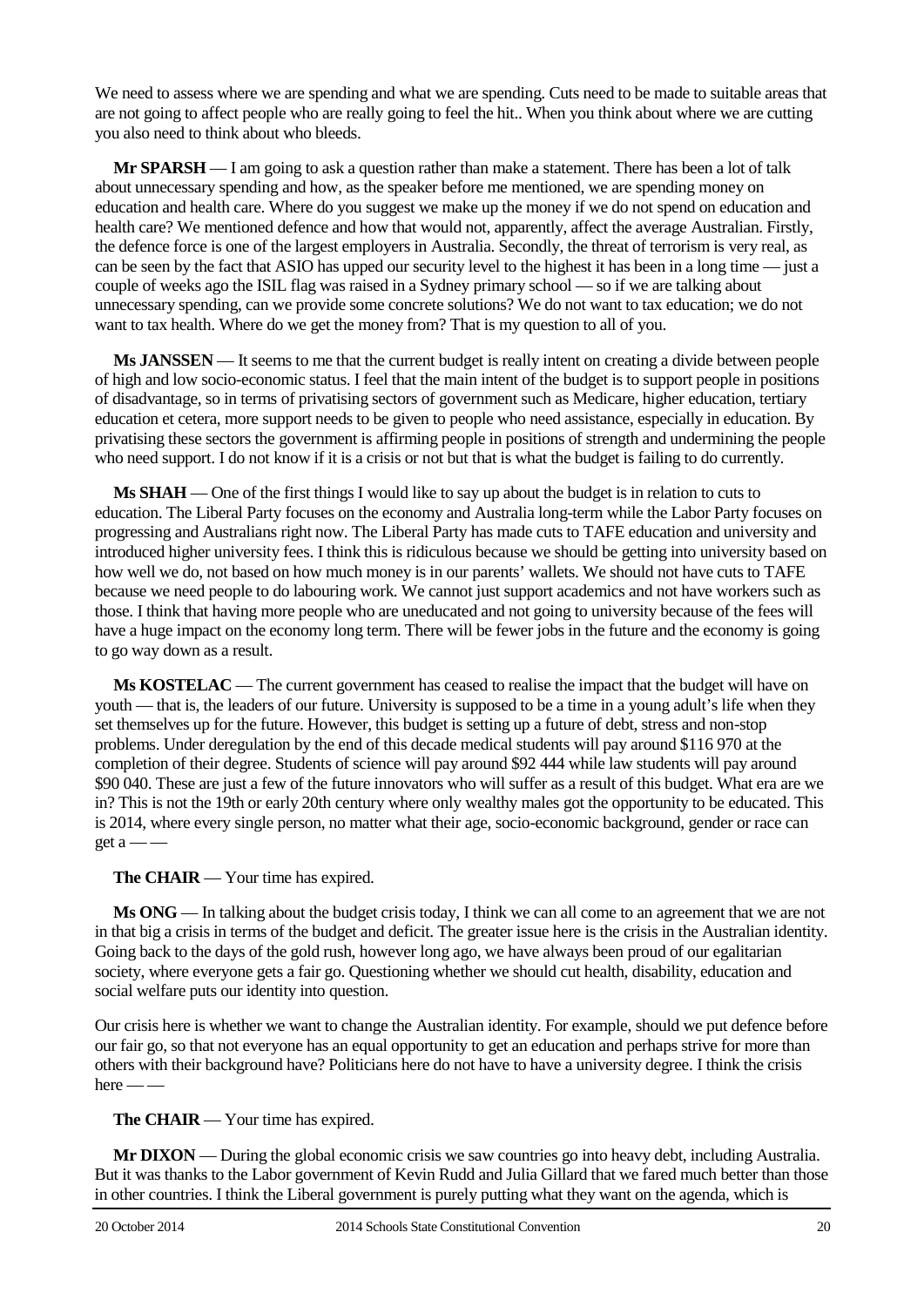We need to assess where we are spending and what we are spending. Cuts need to be made to suitable areas that are not going to affect people who are really going to feel the hit.. When you think about where we are cutting you also need to think about who bleeds.

**Mr SPARSH** — I am going to ask a question rather than make a statement. There has been a lot of talk about unnecessary spending and how, as the speaker before me mentioned, we are spending money on education and health care. Where do you suggest we make up the money if we do not spend on education and health care? We mentioned defence and how that would not, apparently, affect the average Australian. Firstly, the defence force is one of the largest employers in Australia. Secondly, the threat of terrorism is very real, as can be seen by the fact that ASIO has upped our security level to the highest it has been in a long time — just a couple of weeks ago the ISIL flag was raised in a Sydney primary school — so if we are talking about unnecessary spending, can we provide some concrete solutions? We do not want to tax education; we do not want to tax health. Where do we get the money from? That is my question to all of you.

**Ms JANSSEN** — It seems to me that the current budget is really intent on creating a divide between people of high and low socio-economic status. I feel that the main intent of the budget is to support people in positions of disadvantage, so in terms of privatising sectors of government such as Medicare, higher education, tertiary education et cetera, more support needs to be given to people who need assistance, especially in education. By privatising these sectors the government is affirming people in positions of strength and undermining the people who need support. I do not know if it is a crisis or not but that is what the budget is failing to do currently.

**Ms SHAH** — One of the first things I would like to say up about the budget is in relation to cuts to education. The Liberal Party focuses on the economy and Australia long-term while the Labor Party focuses on progressing and Australians right now. The Liberal Party has made cuts to TAFE education and university and introduced higher university fees. I think this is ridiculous because we should be getting into university based on how well we do, not based on how much money is in our parents' wallets. We should not have cuts to TAFE because we need people to do labouring work. We cannot just support academics and not have workers such as those. I think that having more people who are uneducated and not going to university because of the fees will have a huge impact on the economy long term. There will be fewer jobs in the future and the economy is going to go way down as a result.

**Ms KOSTELAC** — The current government has ceased to realise the impact that the budget will have on youth — that is, the leaders of our future. University is supposed to be a time in a young adult's life when they set themselves up for the future. However, this budget is setting up a future of debt, stress and non-stop problems. Under deregulation by the end of this decade medical students will pay around $116 970 at the completion of their degree. Students of science will pay around $92 444 while law students will pay around $90 040. These are just a few of the future innovators who will suffer as a result of this budget. What era are we in? This is not the 19th or early 20th century where only wealthy males got the opportunity to be educated. This is 2014, where every single person, no matter what their age, socio-economic background, gender or race can get a — —

**The CHAIR** — Your time has expired.

**Ms ONG** — In talking about the budget crisis today, I think we can all come to an agreement that we are not in that big a crisis in terms of the budget and deficit. The greater issue here is the crisis in the Australian identity. Going back to the days of the gold rush, however long ago, we have always been proud of our egalitarian society, where everyone gets a fair go. Questioning whether we should cut health, disability, education and social welfare puts our identity into question.

Our crisis here is whether we want to change the Australian identity. For example, should we put defence before our fair go, so that not everyone has an equal opportunity to get an education and perhaps strive for more than others with their background have? Politicians here do not have to have a university degree. I think the crisis here — —

**The CHAIR** — Your time has expired.

**Mr DIXON** — During the global economic crisis we saw countries go into heavy debt, including Australia. But it was thanks to the Labor government of Kevin Rudd and Julia Gillard that we fared much better than those in other countries. I think the Liberal government is purely putting what they want on the agenda, which is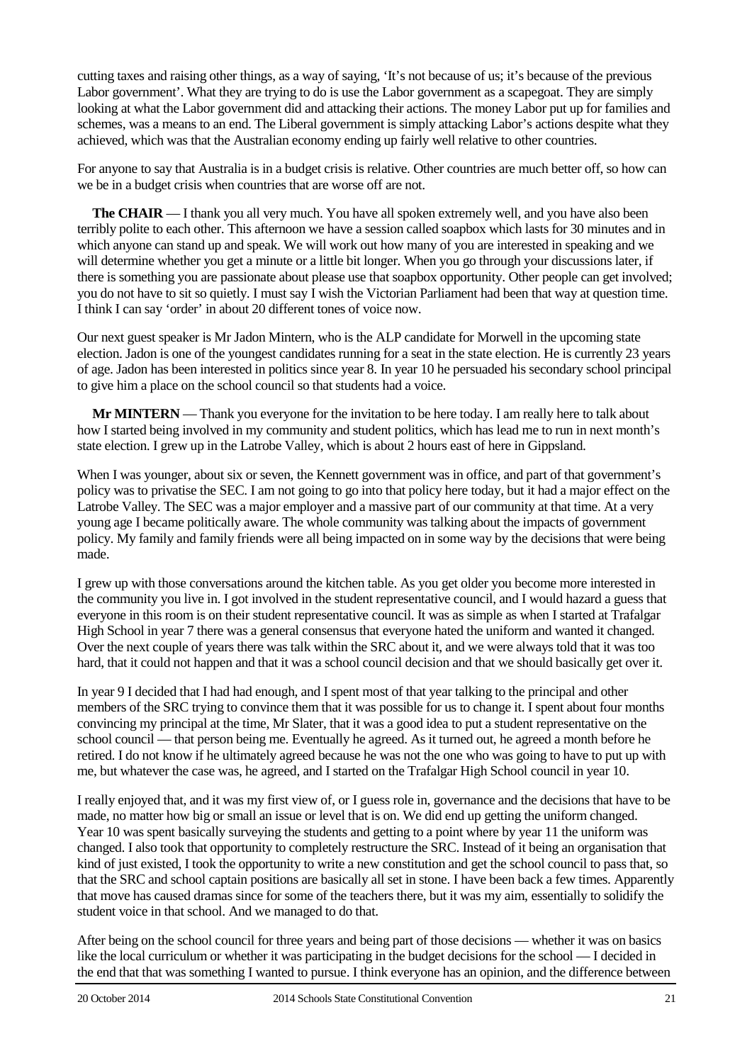cutting taxes and raising other things, as a way of saying, 'It's not because of us; it's because of the previous Labor government'. What they are trying to do is use the Labor government as a scapegoat. They are simply looking at what the Labor government did and attacking their actions. The money Labor put up for families and schemes, was a means to an end. The Liberal government is simply attacking Labor's actions despite what they achieved, which was that the Australian economy ending up fairly well relative to other countries.

For anyone to say that Australia is in a budget crisis is relative. Other countries are much better off, so how can we be in a budget crisis when countries that are worse off are not.

**The CHAIR** — I thank you all very much. You have all spoken extremely well, and you have also been terribly polite to each other. This afternoon we have a session called soapbox which lasts for 30 minutes and in which anyone can stand up and speak. We will work out how many of you are interested in speaking and we will determine whether you get a minute or a little bit longer. When you go through your discussions later, if there is something you are passionate about please use that soapbox opportunity. Other people can get involved; you do not have to sit so quietly. I must say I wish the Victorian Parliament had been that way at question time. I think I can say 'order' in about 20 different tones of voice now.

Our next guest speaker is Mr Jadon Mintern, who is the ALP candidate for Morwell in the upcoming state election. Jadon is one of the youngest candidates running for a seat in the state election. He is currently 23 years of age. Jadon has been interested in politics since year 8. In year 10 he persuaded his secondary school principal to give him a place on the school council so that students had a voice.

**Mr MINTERN** — Thank you everyone for the invitation to be here today. I am really here to talk about how I started being involved in my community and student politics, which has lead me to run in next month's state election. I grew up in the Latrobe Valley, which is about 2 hours east of here in Gippsland.

When I was younger, about six or seven, the Kennett government was in office, and part of that government's policy was to privatise the SEC. I am not going to go into that policy here today, but it had a major effect on the Latrobe Valley. The SEC was a major employer and a massive part of our community at that time. At a very young age I became politically aware. The whole community was talking about the impacts of government policy. My family and family friends were all being impacted on in some way by the decisions that were being made.

I grew up with those conversations around the kitchen table. As you get older you become more interested in the community you live in. I got involved in the student representative council, and I would hazard a guess that everyone in this room is on their student representative council. It was as simple as when I started at Trafalgar High School in year 7 there was a general consensus that everyone hated the uniform and wanted it changed. Over the next couple of years there was talk within the SRC about it, and we were always told that it was too hard, that it could not happen and that it was a school council decision and that we should basically get over it.

In year 9 I decided that I had had enough, and I spent most of that year talking to the principal and other members of the SRC trying to convince them that it was possible for us to change it. I spent about four months convincing my principal at the time, Mr Slater, that it was a good idea to put a student representative on the school council — that person being me. Eventually he agreed. As it turned out, he agreed a month before he retired. I do not know if he ultimately agreed because he was not the one who was going to have to put up with me, but whatever the case was, he agreed, and I started on the Trafalgar High School council in year 10.

I really enjoyed that, and it was my first view of, or I guess role in, governance and the decisions that have to be made, no matter how big or small an issue or level that is on. We did end up getting the uniform changed. Year 10 was spent basically surveying the students and getting to a point where by year 11 the uniform was changed. I also took that opportunity to completely restructure the SRC. Instead of it being an organisation that kind of just existed, I took the opportunity to write a new constitution and get the school council to pass that, so that the SRC and school captain positions are basically all set in stone. I have been back a few times. Apparently that move has caused dramas since for some of the teachers there, but it was my aim, essentially to solidify the student voice in that school. And we managed to do that.

After being on the school council for three years and being part of those decisions — whether it was on basics like the local curriculum or whether it was participating in the budget decisions for the school — I decided in the end that that was something I wanted to pursue. I think everyone has an opinion, and the difference between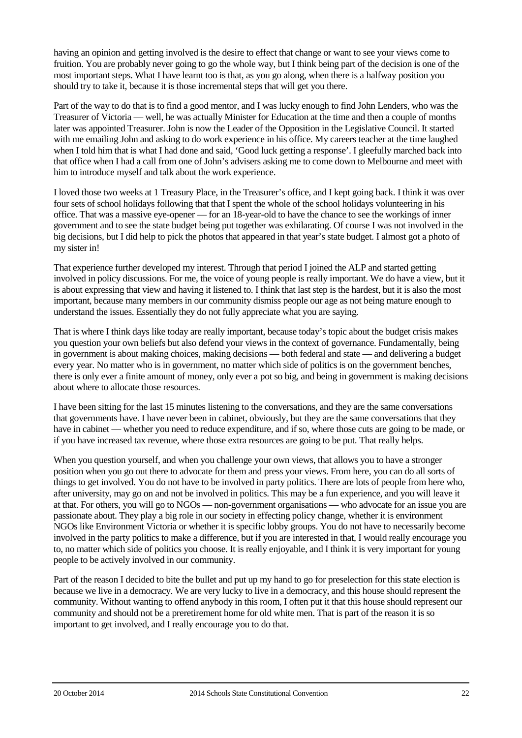having an opinion and getting involved is the desire to effect that change or want to see your views come to fruition. You are probably never going to go the whole way, but I think being part of the decision is one of the most important steps. What I have learnt too is that, as you go along, when there is a halfway position you should try to take it, because it is those incremental steps that will get you there.

Part of the way to do that is to find a good mentor, and I was lucky enough to find John Lenders, who was the Treasurer of Victoria — well, he was actually Minister for Education at the time and then a couple of months later was appointed Treasurer. John is now the Leader of the Opposition in the Legislative Council. It started with me emailing John and asking to do work experience in his office. My careers teacher at the time laughed when I told him that is what I had done and said, 'Good luck getting a response'. I gleefully marched back into that office when I had a call from one of John's advisers asking me to come down to Melbourne and meet with him to introduce myself and talk about the work experience.

I loved those two weeks at 1 Treasury Place, in the Treasurer's office, and I kept going back. I think it was over four sets of school holidays following that that I spent the whole of the school holidays volunteering in his office. That was a massive eye-opener — for an 18-year-old to have the chance to see the workings of inner government and to see the state budget being put together was exhilarating. Of course I was not involved in the big decisions, but I did help to pick the photos that appeared in that year's state budget. I almost got a photo of my sister in!

That experience further developed my interest. Through that period I joined the ALP and started getting involved in policy discussions. For me, the voice of young people is really important. We do have a view, but it is about expressing that view and having it listened to. I think that last step is the hardest, but it is also the most important, because many members in our community dismiss people our age as not being mature enough to understand the issues. Essentially they do not fully appreciate what you are saying.

That is where I think days like today are really important, because today's topic about the budget crisis makes you question your own beliefs but also defend your views in the context of governance. Fundamentally, being in government is about making choices, making decisions — both federal and state — and delivering a budget every year. No matter who is in government, no matter which side of politics is on the government benches, there is only ever a finite amount of money, only ever a pot so big, and being in government is making decisions about where to allocate those resources.

I have been sitting for the last 15 minutes listening to the conversations, and they are the same conversations that governments have. I have never been in cabinet, obviously, but they are the same conversations that they have in cabinet — whether you need to reduce expenditure, and if so, where those cuts are going to be made, or if you have increased tax revenue, where those extra resources are going to be put. That really helps.

When you question yourself, and when you challenge your own views, that allows you to have a stronger position when you go out there to advocate for them and press your views. From here, you can do all sorts of things to get involved. You do not have to be involved in party politics. There are lots of people from here who, after university, may go on and not be involved in politics. This may be a fun experience, and you will leave it at that. For others, you will go to NGOs — non-government organisations — who advocate for an issue you are passionate about. They play a big role in our society in effecting policy change, whether it is environment NGOs like Environment Victoria or whether it is specific lobby groups. You do not have to necessarily become involved in the party politics to make a difference, but if you are interested in that, I would really encourage you to, no matter which side of politics you choose. It is really enjoyable, and I think it is very important for young people to be actively involved in our community.

Part of the reason I decided to bite the bullet and put up my hand to go for preselection for this state election is because we live in a democracy. We are very lucky to live in a democracy, and this house should represent the community. Without wanting to offend anybody in this room, I often put it that this house should represent our community and should not be a preretirement home for old white men. That is part of the reason it is so important to get involved, and I really encourage you to do that.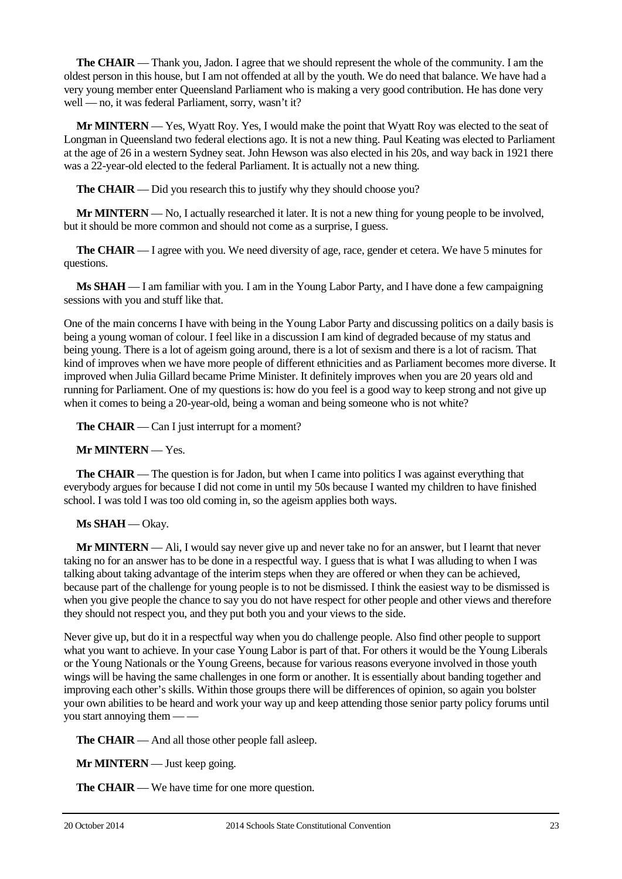**The CHAIR** — Thank you, Jadon. I agree that we should represent the whole of the community. I am the oldest person in this house, but I am not offended at all by the youth. We do need that balance. We have had a very young member enter Queensland Parliament who is making a very good contribution. He has done very well — no, it was federal Parliament, sorry, wasn't it?

**Mr MINTERN** — Yes, Wyatt Roy. Yes, I would make the point that Wyatt Roy was elected to the seat of Longman in Queensland two federal elections ago. It is not a new thing. Paul Keating was elected to Parliament at the age of 26 in a western Sydney seat. John Hewson was also elected in his 20s, and way back in 1921 there was a 22-year-old elected to the federal Parliament. It is actually not a new thing.

**The CHAIR** — Did you research this to justify why they should choose you?

**Mr MINTERN** — No, I actually researched it later. It is not a new thing for young people to be involved, but it should be more common and should not come as a surprise, I guess.

**The CHAIR** — I agree with you. We need diversity of age, race, gender et cetera. We have 5 minutes for questions.

**Ms SHAH** — I am familiar with you. I am in the Young Labor Party, and I have done a few campaigning sessions with you and stuff like that.

One of the main concerns I have with being in the Young Labor Party and discussing politics on a daily basis is being a young woman of colour. I feel like in a discussion I am kind of degraded because of my status and being young. There is a lot of ageism going around, there is a lot of sexism and there is a lot of racism. That kind of improves when we have more people of different ethnicities and as Parliament becomes more diverse. It improved when Julia Gillard became Prime Minister. It definitely improves when you are 20 years old and running for Parliament. One of my questions is: how do you feel is a good way to keep strong and not give up when it comes to being a 20-year-old, being a woman and being someone who is not white?

**The CHAIR** — Can I just interrupt for a moment?

**Mr MINTERN** — Yes.

**The CHAIR** — The question is for Jadon, but when I came into politics I was against everything that everybody argues for because I did not come in until my 50s because I wanted my children to have finished school. I was told I was too old coming in, so the ageism applies both ways.

**Ms SHAH** — Okay.

**Mr MINTERN** — Ali, I would say never give up and never take no for an answer, but I learnt that never taking no for an answer has to be done in a respectful way. I guess that is what I was alluding to when I was talking about taking advantage of the interim steps when they are offered or when they can be achieved, because part of the challenge for young people is to not be dismissed. I think the easiest way to be dismissed is when you give people the chance to say you do not have respect for other people and other views and therefore they should not respect you, and they put both you and your views to the side.

Never give up, but do it in a respectful way when you do challenge people. Also find other people to support what you want to achieve. In your case Young Labor is part of that. For others it would be the Young Liberals or the Young Nationals or the Young Greens, because for various reasons everyone involved in those youth wings will be having the same challenges in one form or another. It is essentially about banding together and improving each other's skills. Within those groups there will be differences of opinion, so again you bolster your own abilities to be heard and work your way up and keep attending those senior party policy forums until you start annoying them — —

**The CHAIR** — And all those other people fall asleep.

**Mr MINTERN** — Just keep going.

**The CHAIR** — We have time for one more question.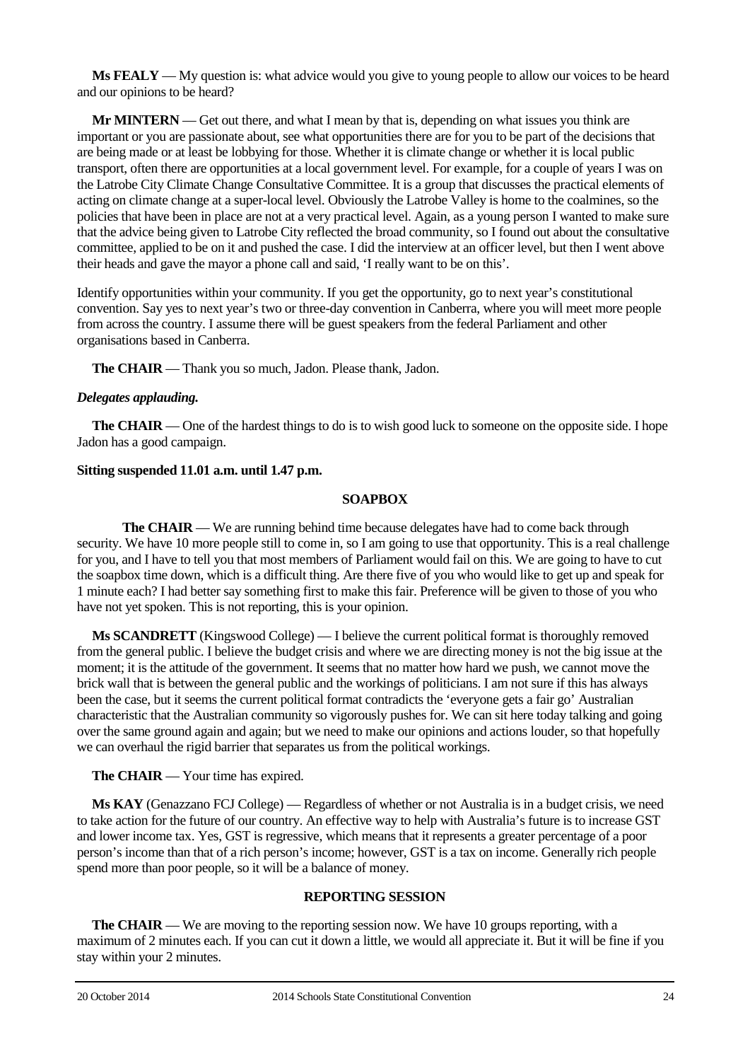**Ms FEALY** — My question is: what advice would you give to young people to allow our voices to be heard and our opinions to be heard?

**Mr MINTERN** — Get out there, and what I mean by that is, depending on what issues you think are important or you are passionate about, see what opportunities there are for you to be part of the decisions that are being made or at least be lobbying for those. Whether it is climate change or whether it is local public transport, often there are opportunities at a local government level. For example, for a couple of years I was on the Latrobe City Climate Change Consultative Committee. It is a group that discusses the practical elements of acting on climate change at a super-local level. Obviously the Latrobe Valley is home to the coalmines, so the policies that have been in place are not at a very practical level. Again, as a young person I wanted to make sure that the advice being given to Latrobe City reflected the broad community, so I found out about the consultative committee, applied to be on it and pushed the case. I did the interview at an officer level, but then I went above their heads and gave the mayor a phone call and said, 'I really want to be on this'.

Identify opportunities within your community. If you get the opportunity, go to next year's constitutional convention. Say yes to next year's two or three-day convention in Canberra, where you will meet more people from across the country. I assume there will be guest speakers from the federal Parliament and other organisations based in Canberra.

**The CHAIR** — Thank you so much, Jadon. Please thank, Jadon.

***Delegates applauding.***

**The CHAIR** — One of the hardest things to do is to wish good luck to someone on the opposite side. I hope Jadon has a good campaign.

**Sitting suspended 11.01 a.m. until 1.47 p.m.**

## SOAPBOX

**The CHAIR** — We are running behind time because delegates have had to come back through security. We have 10 more people still to come in, so I am going to use that opportunity. This is a real challenge for you, and I have to tell you that most members of Parliament would fail on this. We are going to have to cut the soapbox time down, which is a difficult thing. Are there five of you who would like to get up and speak for 1 minute each? I had better say something first to make this fair. Preference will be given to those of you who have not yet spoken. This is not reporting, this is your opinion.

**Ms SCANDRETT** (Kingswood College) — I believe the current political format is thoroughly removed from the general public. I believe the budget crisis and where we are directing money is not the big issue at the moment; it is the attitude of the government. It seems that no matter how hard we push, we cannot move the brick wall that is between the general public and the workings of politicians. I am not sure if this has always been the case, but it seems the current political format contradicts the 'everyone gets a fair go' Australian characteristic that the Australian community so vigorously pushes for. We can sit here today talking and going over the same ground again and again; but we need to make our opinions and actions louder, so that hopefully we can overhaul the rigid barrier that separates us from the political workings.

**The CHAIR** — Your time has expired.

**Ms KAY** (Genazzano FCJ College) — Regardless of whether or not Australia is in a budget crisis, we need to take action for the future of our country. An effective way to help with Australia's future is to increase GST and lower income tax. Yes, GST is regressive, which means that it represents a greater percentage of a poor person's income than that of a rich person's income; however, GST is a tax on income. Generally rich people spend more than poor people, so it will be a balance of money.

## REPORTING SESSION

**The CHAIR** — We are moving to the reporting session now. We have 10 groups reporting, with a maximum of 2 minutes each. If you can cut it down a little, we would all appreciate it. But it will be fine if you stay within your 2 minutes.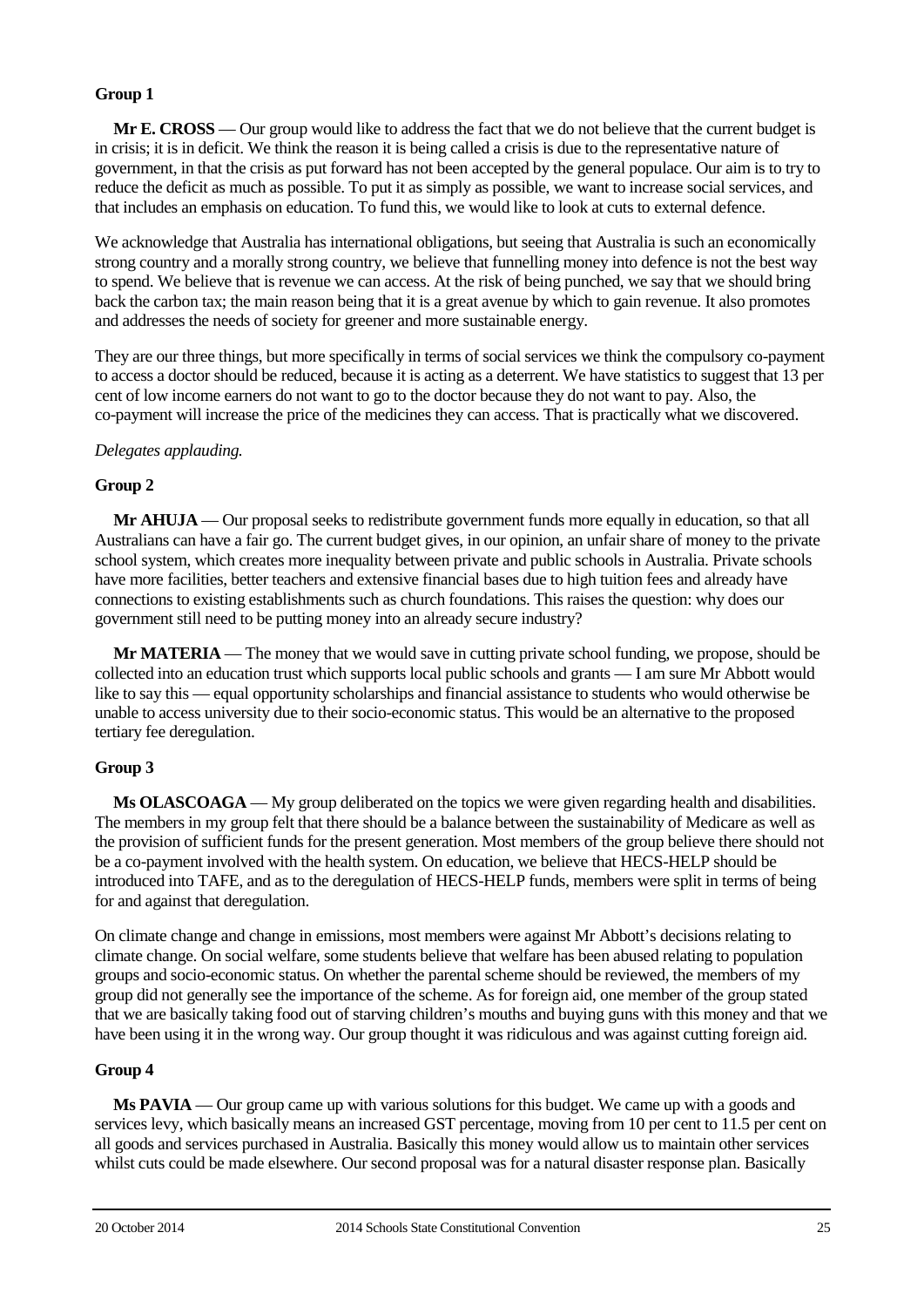**Group 1**

**Mr E. CROSS** — Our group would like to address the fact that we do not believe that the current budget is in crisis; it is in deficit. We think the reason it is being called a crisis is due to the representative nature of government, in that the crisis as put forward has not been accepted by the general populace. Our aim is to try to reduce the deficit as much as possible. To put it as simply as possible, we want to increase social services, and that includes an emphasis on education. To fund this, we would like to look at cuts to external defence.

We acknowledge that Australia has international obligations, but seeing that Australia is such an economically strong country and a morally strong country, we believe that funnelling money into defence is not the best way to spend. We believe that is revenue we can access. At the risk of being punched, we say that we should bring back the carbon tax; the main reason being that it is a great avenue by which to gain revenue. It also promotes and addresses the needs of society for greener and more sustainable energy.

They are our three things, but more specifically in terms of social services we think the compulsory co-payment to access a doctor should be reduced, because it is acting as a deterrent. We have statistics to suggest that 13 per cent of low income earners do not want to go to the doctor because they do not want to pay. Also, the co-payment will increase the price of the medicines they can access. That is practically what we discovered.

*Delegates applauding.*

**Group 2**

**Mr AHUJA** — Our proposal seeks to redistribute government funds more equally in education, so that all Australians can have a fair go. The current budget gives, in our opinion, an unfair share of money to the private school system, which creates more inequality between private and public schools in Australia. Private schools have more facilities, better teachers and extensive financial bases due to high tuition fees and already have connections to existing establishments such as church foundations. This raises the question: why does our government still need to be putting money into an already secure industry?

**Mr MATERIA** — The money that we would save in cutting private school funding, we propose, should be collected into an education trust which supports local public schools and grants — I am sure Mr Abbott would like to say this — equal opportunity scholarships and financial assistance to students who would otherwise be unable to access university due to their socio-economic status. This would be an alternative to the proposed tertiary fee deregulation.

**Group 3**

**Ms OLASCOAGA** — My group deliberated on the topics we were given regarding health and disabilities. The members in my group felt that there should be a balance between the sustainability of Medicare as well as the provision of sufficient funds for the present generation. Most members of the group believe there should not be a co-payment involved with the health system. On education, we believe that HECS-HELP should be introduced into TAFE, and as to the deregulation of HECS-HELP funds, members were split in terms of being for and against that deregulation.

On climate change and change in emissions, most members were against Mr Abbott's decisions relating to climate change. On social welfare, some students believe that welfare has been abused relating to population groups and socio-economic status. On whether the parental scheme should be reviewed, the members of my group did not generally see the importance of the scheme. As for foreign aid, one member of the group stated that we are basically taking food out of starving children's mouths and buying guns with this money and that we have been using it in the wrong way. Our group thought it was ridiculous and was against cutting foreign aid.

**Group 4**

**Ms PAVIA** — Our group came up with various solutions for this budget. We came up with a goods and services levy, which basically means an increased GST percentage, moving from 10 per cent to 11.5 per cent on all goods and services purchased in Australia. Basically this money would allow us to maintain other services whilst cuts could be made elsewhere. Our second proposal was for a natural disaster response plan. Basically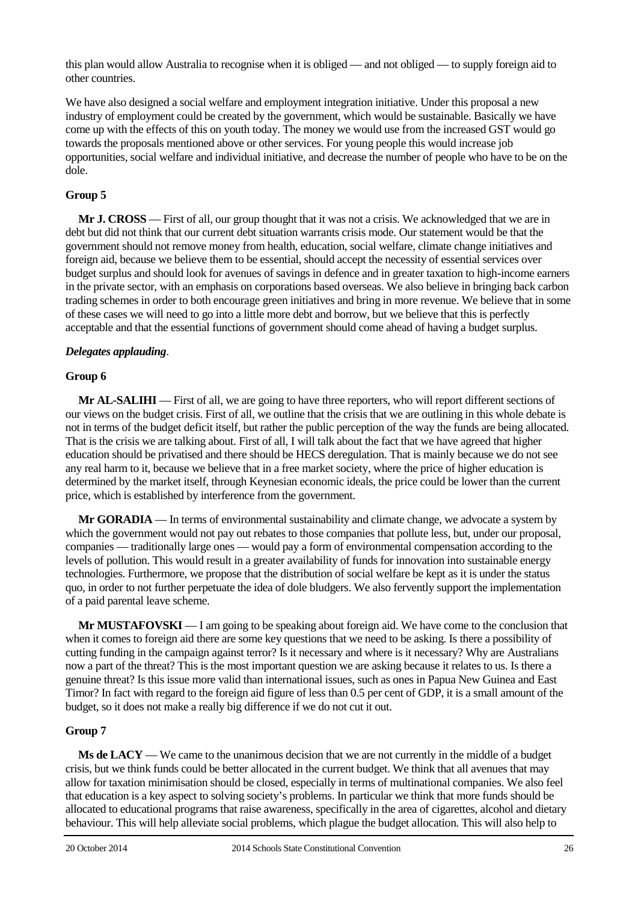this plan would allow Australia to recognise when it is obliged — and not obliged — to supply foreign aid to other countries.

We have also designed a social welfare and employment integration initiative. Under this proposal a new industry of employment could be created by the government, which would be sustainable. Basically we have come up with the effects of this on youth today. The money we would use from the increased GST would go towards the proposals mentioned above or other services. For young people this would increase job opportunities, social welfare and individual initiative, and decrease the number of people who have to be on the dole.

**Group 5**

**Mr J. CROSS** — First of all, our group thought that it was not a crisis. We acknowledged that we are in debt but did not think that our current debt situation warrants crisis mode. Our statement would be that the government should not remove money from health, education, social welfare, climate change initiatives and foreign aid, because we believe them to be essential, should accept the necessity of essential services over budget surplus and should look for avenues of savings in defence and in greater taxation to high-income earners in the private sector, with an emphasis on corporations based overseas. We also believe in bringing back carbon trading schemes in order to both encourage green initiatives and bring in more revenue. We believe that in some of these cases we will need to go into a little more debt and borrow, but we believe that this is perfectly acceptable and that the essential functions of government should come ahead of having a budget surplus.

***Delegates applauding*.**

**Group 6**

**Mr AL-SALIHI** — First of all, we are going to have three reporters, who will report different sections of our views on the budget crisis. First of all, we outline that the crisis that we are outlining in this whole debate is not in terms of the budget deficit itself, but rather the public perception of the way the funds are being allocated. That is the crisis we are talking about. First of all, I will talk about the fact that we have agreed that higher education should be privatised and there should be HECS deregulation. That is mainly because we do not see any real harm to it, because we believe that in a free market society, where the price of higher education is determined by the market itself, through Keynesian economic ideals, the price could be lower than the current price, which is established by interference from the government.

**Mr GORADIA** — In terms of environmental sustainability and climate change, we advocate a system by which the government would not pay out rebates to those companies that pollute less, but, under our proposal, companies — traditionally large ones — would pay a form of environmental compensation according to the levels of pollution. This would result in a greater availability of funds for innovation into sustainable energy technologies. Furthermore, we propose that the distribution of social welfare be kept as it is under the status quo, in order to not further perpetuate the idea of dole bludgers. We also fervently support the implementation of a paid parental leave scheme.

**Mr MUSTAFOVSKI** — I am going to be speaking about foreign aid. We have come to the conclusion that when it comes to foreign aid there are some key questions that we need to be asking. Is there a possibility of cutting funding in the campaign against terror? Is it necessary and where is it necessary? Why are Australians now a part of the threat? This is the most important question we are asking because it relates to us. Is there a genuine threat? Is this issue more valid than international issues, such as ones in Papua New Guinea and East Timor? In fact with regard to the foreign aid figure of less than 0.5 per cent of GDP, it is a small amount of the budget, so it does not make a really big difference if we do not cut it out.

**Group 7**

**Ms de LACY** — We came to the unanimous decision that we are not currently in the middle of a budget crisis, but we think funds could be better allocated in the current budget. We think that all avenues that may allow for taxation minimisation should be closed, especially in terms of multinational companies. We also feel that education is a key aspect to solving society's problems. In particular we think that more funds should be allocated to educational programs that raise awareness, specifically in the area of cigarettes, alcohol and dietary behaviour. This will help alleviate social problems, which plague the budget allocation. This will also help to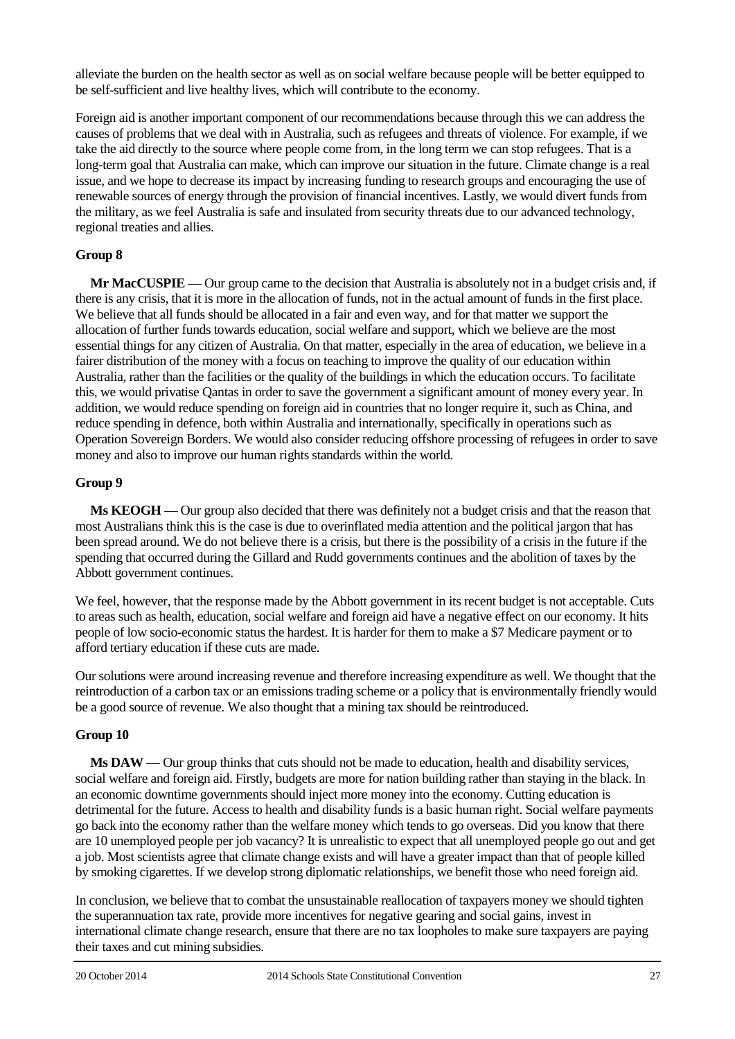alleviate the burden on the health sector as well as on social welfare because people will be better equipped to be self-sufficient and live healthy lives, which will contribute to the economy.

Foreign aid is another important component of our recommendations because through this we can address the causes of problems that we deal with in Australia, such as refugees and threats of violence. For example, if we take the aid directly to the source where people come from, in the long term we can stop refugees. That is a long-term goal that Australia can make, which can improve our situation in the future. Climate change is a real issue, and we hope to decrease its impact by increasing funding to research groups and encouraging the use of renewable sources of energy through the provision of financial incentives. Lastly, we would divert funds from the military, as we feel Australia is safe and insulated from security threats due to our advanced technology, regional treaties and allies.

### Group 8

**Mr MacCUSPIE** — Our group came to the decision that Australia is absolutely not in a budget crisis and, if there is any crisis, that it is more in the allocation of funds, not in the actual amount of funds in the first place. We believe that all funds should be allocated in a fair and even way, and for that matter we support the allocation of further funds towards education, social welfare and support, which we believe are the most essential things for any citizen of Australia. On that matter, especially in the area of education, we believe in a fairer distribution of the money with a focus on teaching to improve the quality of our education within Australia, rather than the facilities or the quality of the buildings in which the education occurs. To facilitate this, we would privatise Qantas in order to save the government a significant amount of money every year. In addition, we would reduce spending on foreign aid in countries that no longer require it, such as China, and reduce spending in defence, both within Australia and internationally, specifically in operations such as Operation Sovereign Borders. We would also consider reducing offshore processing of refugees in order to save money and also to improve our human rights standards within the world.

### Group 9

**Ms KEOGH** — Our group also decided that there was definitely not a budget crisis and that the reason that most Australians think this is the case is due to overinflated media attention and the political jargon that has been spread around. We do not believe there is a crisis, but there is the possibility of a crisis in the future if the spending that occurred during the Gillard and Rudd governments continues and the abolition of taxes by the Abbott government continues.

We feel, however, that the response made by the Abbott government in its recent budget is not acceptable. Cuts to areas such as health, education, social welfare and foreign aid have a negative effect on our economy. It hits people of low socio-economic status the hardest. It is harder for them to make a $7 Medicare payment or to afford tertiary education if these cuts are made.

Our solutions were around increasing revenue and therefore increasing expenditure as well. We thought that the reintroduction of a carbon tax or an emissions trading scheme or a policy that is environmentally friendly would be a good source of revenue. We also thought that a mining tax should be reintroduced.

### Group 10

**Ms DAW** — Our group thinks that cuts should not be made to education, health and disability services, social welfare and foreign aid. Firstly, budgets are more for nation building rather than staying in the black. In an economic downtime governments should inject more money into the economy. Cutting education is detrimental for the future. Access to health and disability funds is a basic human right. Social welfare payments go back into the economy rather than the welfare money which tends to go overseas. Did you know that there are 10 unemployed people per job vacancy? It is unrealistic to expect that all unemployed people go out and get a job. Most scientists agree that climate change exists and will have a greater impact than that of people killed by smoking cigarettes. If we develop strong diplomatic relationships, we benefit those who need foreign aid.

In conclusion, we believe that to combat the unsustainable reallocation of taxpayers money we should tighten the superannuation tax rate, provide more incentives for negative gearing and social gains, invest in international climate change research, ensure that there are no tax loopholes to make sure taxpayers are paying their taxes and cut mining subsidies.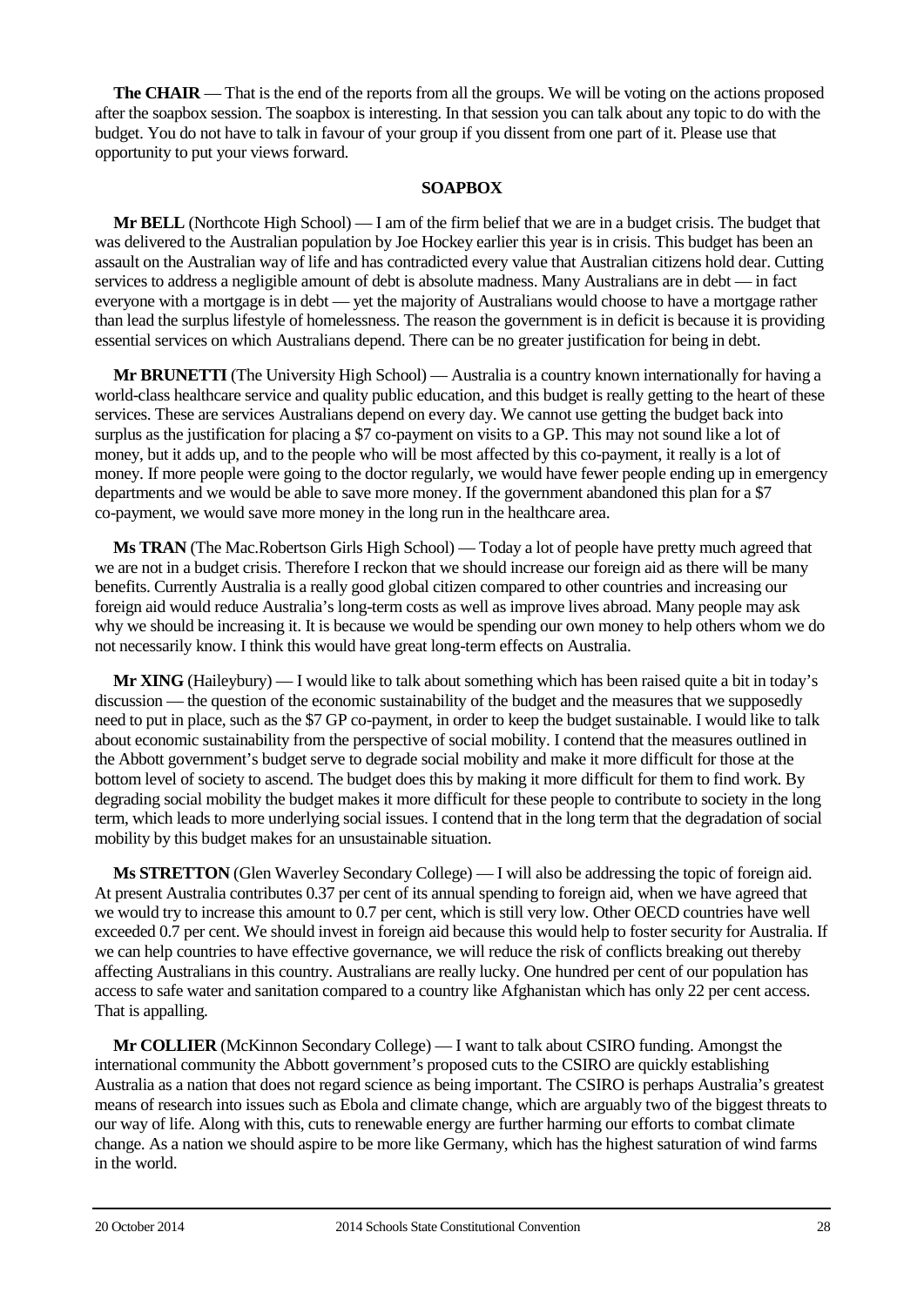**The CHAIR** — That is the end of the reports from all the groups. We will be voting on the actions proposed after the soapbox session. The soapbox is interesting. In that session you can talk about any topic to do with the budget. You do not have to talk in favour of your group if you dissent from one part of it. Please use that opportunity to put your views forward.

## SOAPBOX

**Mr BELL** (Northcote High School) — I am of the firm belief that we are in a budget crisis. The budget that was delivered to the Australian population by Joe Hockey earlier this year is in crisis. This budget has been an assault on the Australian way of life and has contradicted every value that Australian citizens hold dear. Cutting services to address a negligible amount of debt is absolute madness. Many Australians are in debt — in fact everyone with a mortgage is in debt — yet the majority of Australians would choose to have a mortgage rather than lead the surplus lifestyle of homelessness. The reason the government is in deficit is because it is providing essential services on which Australians depend. There can be no greater justification for being in debt.

**Mr BRUNETTI** (The University High School) — Australia is a country known internationally for having a world-class healthcare service and quality public education, and this budget is really getting to the heart of these services. These are services Australians depend on every day. We cannot use getting the budget back into surplus as the justification for placing a $7 co-payment on visits to a GP. This may not sound like a lot of money, but it adds up, and to the people who will be most affected by this co-payment, it really is a lot of money. If more people were going to the doctor regularly, we would have fewer people ending up in emergency departments and we would be able to save more money. If the government abandoned this plan for a $7 co-payment, we would save more money in the long run in the healthcare area.

**Ms TRAN** (The Mac.Robertson Girls High School) — Today a lot of people have pretty much agreed that we are not in a budget crisis. Therefore I reckon that we should increase our foreign aid as there will be many benefits. Currently Australia is a really good global citizen compared to other countries and increasing our foreign aid would reduce Australia's long-term costs as well as improve lives abroad. Many people may ask why we should be increasing it. It is because we would be spending our own money to help others whom we do not necessarily know. I think this would have great long-term effects on Australia.

**Mr XING** (Haileybury) — I would like to talk about something which has been raised quite a bit in today's discussion — the question of the economic sustainability of the budget and the measures that we supposedly need to put in place, such as the $7 GP co-payment, in order to keep the budget sustainable. I would like to talk about economic sustainability from the perspective of social mobility. I contend that the measures outlined in the Abbott government's budget serve to degrade social mobility and make it more difficult for those at the bottom level of society to ascend. The budget does this by making it more difficult for them to find work. By degrading social mobility the budget makes it more difficult for these people to contribute to society in the long term, which leads to more underlying social issues. I contend that in the long term that the degradation of social mobility by this budget makes for an unsustainable situation.

**Ms STRETTON** (Glen Waverley Secondary College) — I will also be addressing the topic of foreign aid. At present Australia contributes 0.37 per cent of its annual spending to foreign aid, when we have agreed that we would try to increase this amount to 0.7 per cent, which is still very low. Other OECD countries have well exceeded 0.7 per cent. We should invest in foreign aid because this would help to foster security for Australia. If we can help countries to have effective governance, we will reduce the risk of conflicts breaking out thereby affecting Australians in this country. Australians are really lucky. One hundred per cent of our population has access to safe water and sanitation compared to a country like Afghanistan which has only 22 per cent access. That is appalling.

**Mr COLLIER** (McKinnon Secondary College) — I want to talk about CSIRO funding. Amongst the international community the Abbott government's proposed cuts to the CSIRO are quickly establishing Australia as a nation that does not regard science as being important. The CSIRO is perhaps Australia's greatest means of research into issues such as Ebola and climate change, which are arguably two of the biggest threats to our way of life. Along with this, cuts to renewable energy are further harming our efforts to combat climate change. As a nation we should aspire to be more like Germany, which has the highest saturation of wind farms in the world.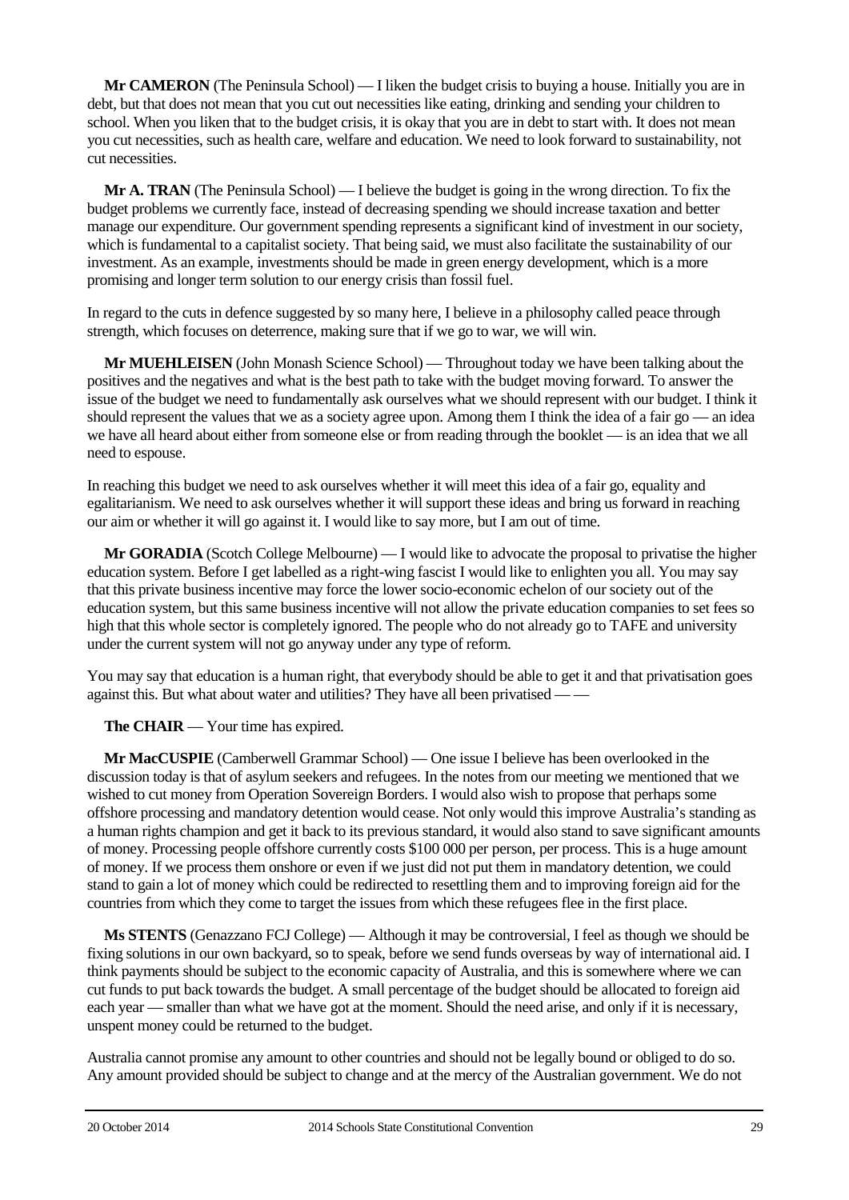**Mr CAMERON** (The Peninsula School) — I liken the budget crisis to buying a house. Initially you are in debt, but that does not mean that you cut out necessities like eating, drinking and sending your children to school. When you liken that to the budget crisis, it is okay that you are in debt to start with. It does not mean you cut necessities, such as health care, welfare and education. We need to look forward to sustainability, not cut necessities.

**Mr A. TRAN** (The Peninsula School) — I believe the budget is going in the wrong direction. To fix the budget problems we currently face, instead of decreasing spending we should increase taxation and better manage our expenditure. Our government spending represents a significant kind of investment in our society, which is fundamental to a capitalist society. That being said, we must also facilitate the sustainability of our investment. As an example, investments should be made in green energy development, which is a more promising and longer term solution to our energy crisis than fossil fuel.

In regard to the cuts in defence suggested by so many here, I believe in a philosophy called peace through strength, which focuses on deterrence, making sure that if we go to war, we will win.

**Mr MUEHLEISEN** (John Monash Science School) — Throughout today we have been talking about the positives and the negatives and what is the best path to take with the budget moving forward. To answer the issue of the budget we need to fundamentally ask ourselves what we should represent with our budget. I think it should represent the values that we as a society agree upon. Among them I think the idea of a fair go — an idea we have all heard about either from someone else or from reading through the booklet — is an idea that we all need to espouse.

In reaching this budget we need to ask ourselves whether it will meet this idea of a fair go, equality and egalitarianism. We need to ask ourselves whether it will support these ideas and bring us forward in reaching our aim or whether it will go against it. I would like to say more, but I am out of time.

**Mr GORADIA** (Scotch College Melbourne) — I would like to advocate the proposal to privatise the higher education system. Before I get labelled as a right-wing fascist I would like to enlighten you all. You may say that this private business incentive may force the lower socio-economic echelon of our society out of the education system, but this same business incentive will not allow the private education companies to set fees so high that this whole sector is completely ignored. The people who do not already go to TAFE and university under the current system will not go anyway under any type of reform.

You may say that education is a human right, that everybody should be able to get it and that privatisation goes against this. But what about water and utilities? They have all been privatised — —

**The CHAIR** — Your time has expired.

**Mr MacCUSPIE** (Camberwell Grammar School) — One issue I believe has been overlooked in the discussion today is that of asylum seekers and refugees. In the notes from our meeting we mentioned that we wished to cut money from Operation Sovereign Borders. I would also wish to propose that perhaps some offshore processing and mandatory detention would cease. Not only would this improve Australia's standing as a human rights champion and get it back to its previous standard, it would also stand to save significant amounts of money. Processing people offshore currently costs $100 000 per person, per process. This is a huge amount of money. If we process them onshore or even if we just did not put them in mandatory detention, we could stand to gain a lot of money which could be redirected to resettling them and to improving foreign aid for the countries from which they come to target the issues from which these refugees flee in the first place.

**Ms STENTS** (Genazzano FCJ College) — Although it may be controversial, I feel as though we should be fixing solutions in our own backyard, so to speak, before we send funds overseas by way of international aid. I think payments should be subject to the economic capacity of Australia, and this is somewhere where we can cut funds to put back towards the budget. A small percentage of the budget should be allocated to foreign aid each year — smaller than what we have got at the moment. Should the need arise, and only if it is necessary, unspent money could be returned to the budget.

Australia cannot promise any amount to other countries and should not be legally bound or obliged to do so. Any amount provided should be subject to change and at the mercy of the Australian government. We do not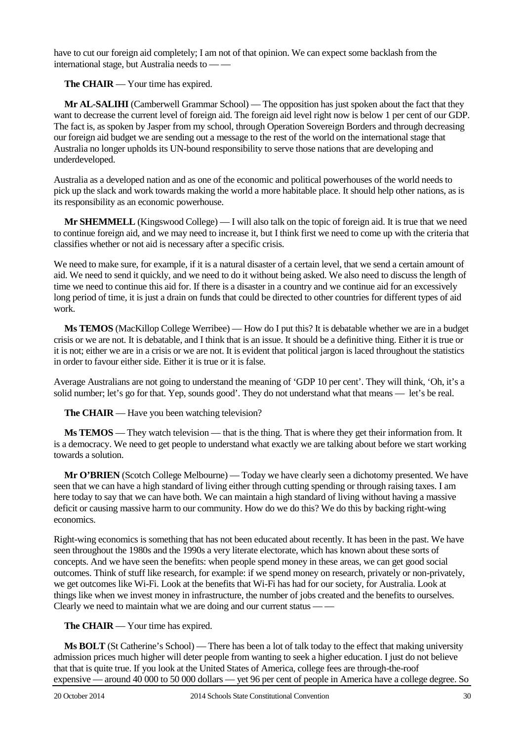have to cut our foreign aid completely; I am not of that opinion. We can expect some backlash from the international stage, but Australia needs to — —

**The CHAIR** — Your time has expired.

**Mr AL-SALIHI** (Camberwell Grammar School) — The opposition has just spoken about the fact that they want to decrease the current level of foreign aid. The foreign aid level right now is below 1 per cent of our GDP. The fact is, as spoken by Jasper from my school, through Operation Sovereign Borders and through decreasing our foreign aid budget we are sending out a message to the rest of the world on the international stage that Australia no longer upholds its UN-bound responsibility to serve those nations that are developing and underdeveloped.

Australia as a developed nation and as one of the economic and political powerhouses of the world needs to pick up the slack and work towards making the world a more habitable place. It should help other nations, as is its responsibility as an economic powerhouse.

**Mr SHEMMELL** (Kingswood College) — I will also talk on the topic of foreign aid. It is true that we need to continue foreign aid, and we may need to increase it, but I think first we need to come up with the criteria that classifies whether or not aid is necessary after a specific crisis.

We need to make sure, for example, if it is a natural disaster of a certain level, that we send a certain amount of aid. We need to send it quickly, and we need to do it without being asked. We also need to discuss the length of time we need to continue this aid for. If there is a disaster in a country and we continue aid for an excessively long period of time, it is just a drain on funds that could be directed to other countries for different types of aid work.

**Ms TEMOS** (MacKillop College Werribee) — How do I put this? It is debatable whether we are in a budget crisis or we are not. It is debatable, and I think that is an issue. It should be a definitive thing. Either it is true or it is not; either we are in a crisis or we are not. It is evident that political jargon is laced throughout the statistics in order to favour either side. Either it is true or it is false.

Average Australians are not going to understand the meaning of 'GDP 10 per cent'. They will think, 'Oh, it's a solid number; let's go for that. Yep, sounds good'. They do not understand what that means — let's be real.

**The CHAIR** — Have you been watching television?

**Ms TEMOS** — They watch television — that is the thing. That is where they get their information from. It is a democracy. We need to get people to understand what exactly we are talking about before we start working towards a solution.

**Mr O'BRIEN** (Scotch College Melbourne) — Today we have clearly seen a dichotomy presented. We have seen that we can have a high standard of living either through cutting spending or through raising taxes. I am here today to say that we can have both. We can maintain a high standard of living without having a massive deficit or causing massive harm to our community. How do we do this? We do this by backing right-wing economics.

Right-wing economics is something that has not been educated about recently. It has been in the past. We have seen throughout the 1980s and the 1990s a very literate electorate, which has known about these sorts of concepts. And we have seen the benefits: when people spend money in these areas, we can get good social outcomes. Think of stuff like research, for example: if we spend money on research, privately or non-privately, we get outcomes like Wi-Fi. Look at the benefits that Wi-Fi has had for our society, for Australia. Look at things like when we invest money in infrastructure, the number of jobs created and the benefits to ourselves. Clearly we need to maintain what we are doing and our current status — —

**The CHAIR** — Your time has expired.

**Ms BOLT** (St Catherine's School) — There has been a lot of talk today to the effect that making university admission prices much higher will deter people from wanting to seek a higher education. I just do not believe that that is quite true. If you look at the United States of America, college fees are through-the-roof expensive — around 40 000 to 50 000 dollars — yet 96 per cent of people in America have a college degree. So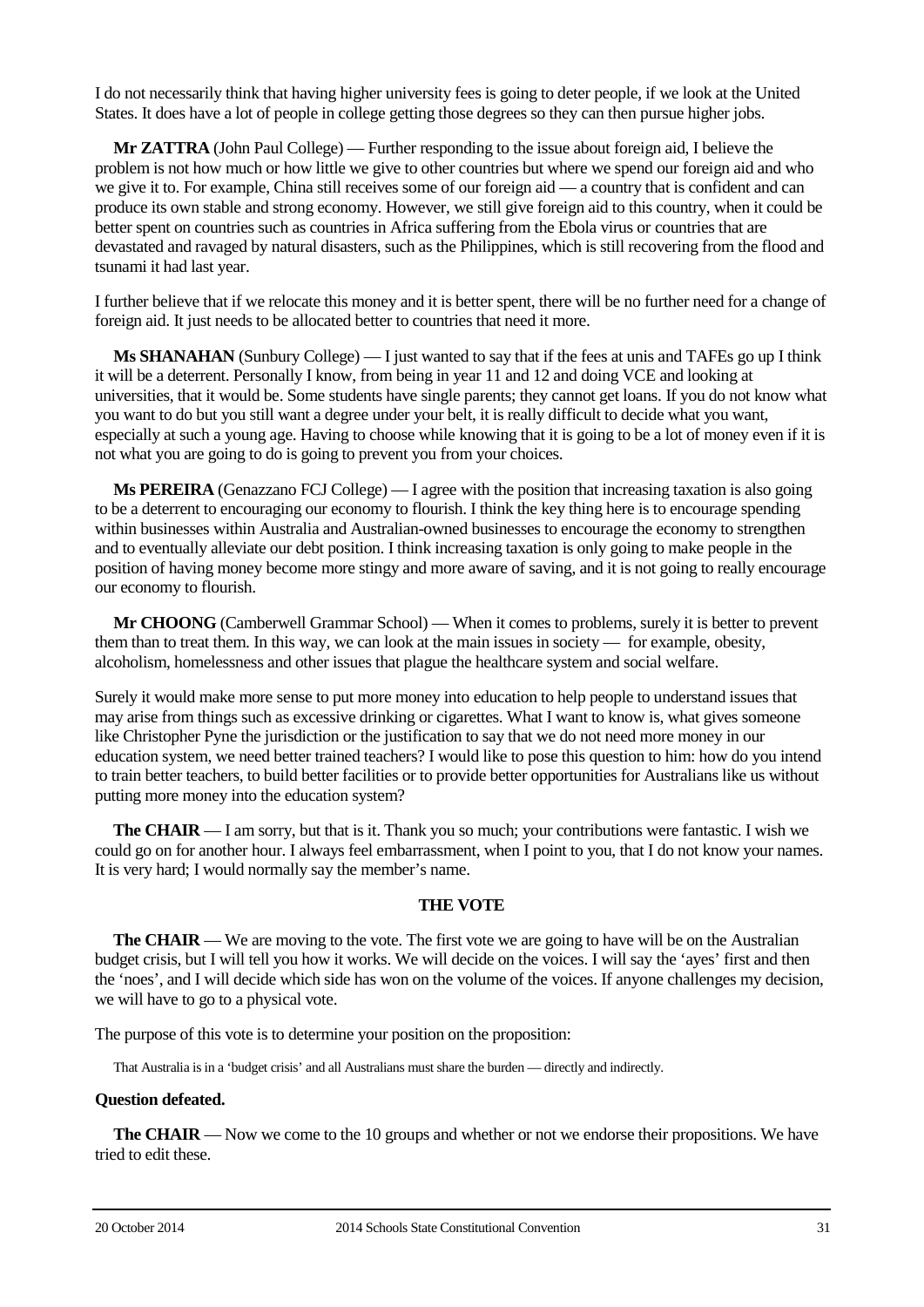I do not necessarily think that having higher university fees is going to deter people, if we look at the United States. It does have a lot of people in college getting those degrees so they can then pursue higher jobs.

**Mr ZATTRA** (John Paul College) — Further responding to the issue about foreign aid, I believe the problem is not how much or how little we give to other countries but where we spend our foreign aid and who we give it to. For example, China still receives some of our foreign aid — a country that is confident and can produce its own stable and strong economy. However, we still give foreign aid to this country, when it could be better spent on countries such as countries in Africa suffering from the Ebola virus or countries that are devastated and ravaged by natural disasters, such as the Philippines, which is still recovering from the flood and tsunami it had last year.

I further believe that if we relocate this money and it is better spent, there will be no further need for a change of foreign aid. It just needs to be allocated better to countries that need it more.

**Ms SHANAHAN** (Sunbury College) — I just wanted to say that if the fees at unis and TAFEs go up I think it will be a deterrent. Personally I know, from being in year 11 and 12 and doing VCE and looking at universities, that it would be. Some students have single parents; they cannot get loans. If you do not know what you want to do but you still want a degree under your belt, it is really difficult to decide what you want, especially at such a young age. Having to choose while knowing that it is going to be a lot of money even if it is not what you are going to do is going to prevent you from your choices.

**Ms PEREIRA** (Genazzano FCJ College) — I agree with the position that increasing taxation is also going to be a deterrent to encouraging our economy to flourish. I think the key thing here is to encourage spending within businesses within Australia and Australian-owned businesses to encourage the economy to strengthen and to eventually alleviate our debt position. I think increasing taxation is only going to make people in the position of having money become more stingy and more aware of saving, and it is not going to really encourage our economy to flourish.

**Mr CHOONG** (Camberwell Grammar School) — When it comes to problems, surely it is better to prevent them than to treat them. In this way, we can look at the main issues in society — for example, obesity, alcoholism, homelessness and other issues that plague the healthcare system and social welfare.

Surely it would make more sense to put more money into education to help people to understand issues that may arise from things such as excessive drinking or cigarettes. What I want to know is, what gives someone like Christopher Pyne the jurisdiction or the justification to say that we do not need more money in our education system, we need better trained teachers? I would like to pose this question to him: how do you intend to train better teachers, to build better facilities or to provide better opportunities for Australians like us without putting more money into the education system?

**The CHAIR** — I am sorry, but that is it. Thank you so much; your contributions were fantastic. I wish we could go on for another hour. I always feel embarrassment, when I point to you, that I do not know your names. It is very hard; I would normally say the member's name.

## THE VOTE

**The CHAIR** — We are moving to the vote. The first vote we are going to have will be on the Australian budget crisis, but I will tell you how it works. We will decide on the voices. I will say the 'ayes' first and then the 'noes', and I will decide which side has won on the volume of the voices. If anyone challenges my decision, we will have to go to a physical vote.

The purpose of this vote is to determine your position on the proposition:

> That Australia is in a 'budget crisis' and all Australians must share the burden — directly and indirectly.

**Question defeated.**

**The CHAIR** — Now we come to the 10 groups and whether or not we endorse their propositions. We have tried to edit these.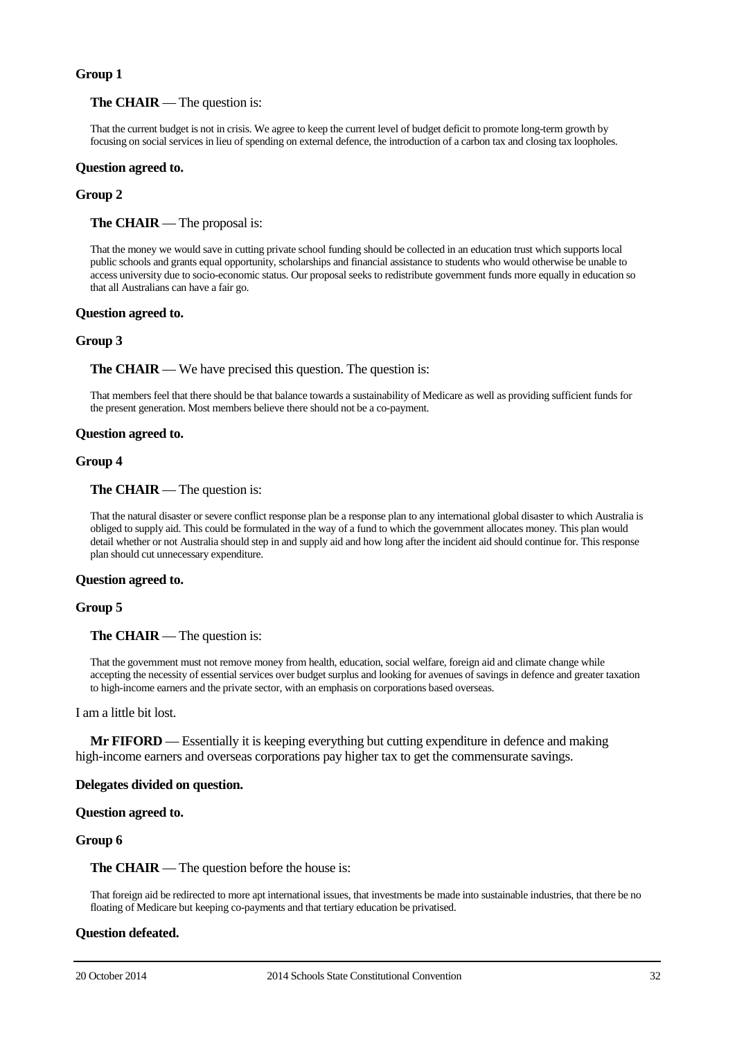**Group 1**

**The CHAIR** — The question is:

> That the current budget is not in crisis. We agree to keep the current level of budget deficit to promote long-term growth by focusing on social services in lieu of spending on external defence, the introduction of a carbon tax and closing tax loopholes.

**Question agreed to.**

**Group 2**

**The CHAIR** — The proposal is:

> That the money we would save in cutting private school funding should be collected in an education trust which supports local public schools and grants equal opportunity, scholarships and financial assistance to students who would otherwise be unable to access university due to socio-economic status. Our proposal seeks to redistribute government funds more equally in education so that all Australians can have a fair go.

**Question agreed to.**

**Group 3**

**The CHAIR** — We have precised this question. The question is:

> That members feel that there should be that balance towards a sustainability of Medicare as well as providing sufficient funds for the present generation. Most members believe there should not be a co-payment.

**Question agreed to.**

**Group 4**

**The CHAIR** — The question is:

> That the natural disaster or severe conflict response plan be a response plan to any international global disaster to which Australia is obliged to supply aid. This could be formulated in the way of a fund to which the government allocates money. This plan would detail whether or not Australia should step in and supply aid and how long after the incident aid should continue for. This response plan should cut unnecessary expenditure.

**Question agreed to.**

**Group 5**

**The CHAIR** — The question is:

> That the government must not remove money from health, education, social welfare, foreign aid and climate change while accepting the necessity of essential services over budget surplus and looking for avenues of savings in defence and greater taxation to high-income earners and the private sector, with an emphasis on corporations based overseas.

I am a little bit lost.

**Mr FIFORD** — Essentially it is keeping everything but cutting expenditure in defence and making high-income earners and overseas corporations pay higher tax to get the commensurate savings.

**Delegates divided on question.**

**Question agreed to.**

**Group 6**

**The CHAIR** — The question before the house is:

> That foreign aid be redirected to more apt international issues, that investments be made into sustainable industries, that there be no floating of Medicare but keeping co-payments and that tertiary education be privatised.

**Question defeated.**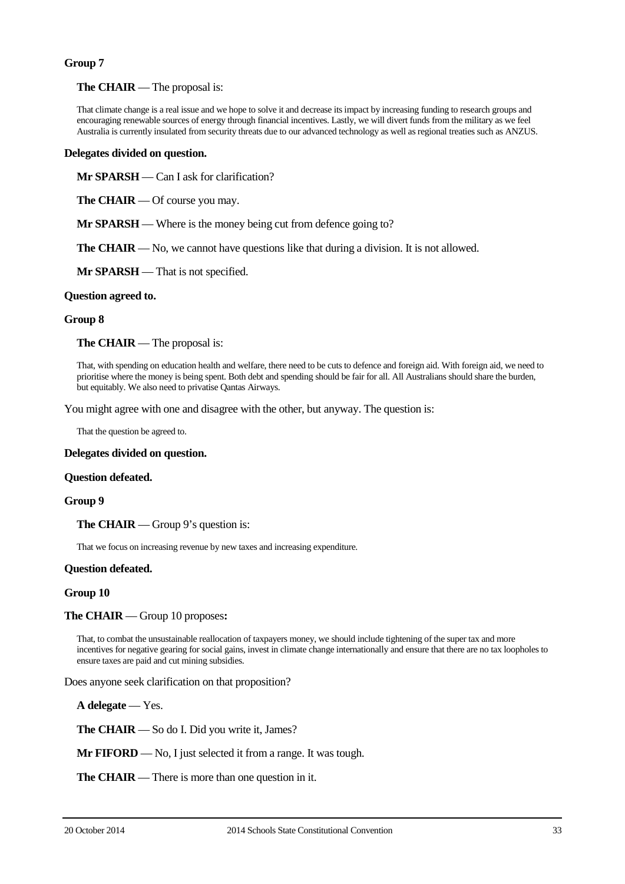**Group 7**

**The CHAIR** — The proposal is:

> That climate change is a real issue and we hope to solve it and decrease its impact by increasing funding to research groups and encouraging renewable sources of energy through financial incentives. Lastly, we will divert funds from the military as we feel Australia is currently insulated from security threats due to our advanced technology as well as regional treaties such as ANZUS.

**Delegates divided on question.**

**Mr SPARSH** — Can I ask for clarification?

**The CHAIR** — Of course you may.

**Mr SPARSH** — Where is the money being cut from defence going to?

**The CHAIR** — No, we cannot have questions like that during a division. It is not allowed.

**Mr SPARSH** — That is not specified.

**Question agreed to.**

**Group 8**

**The CHAIR** — The proposal is:

> That, with spending on education health and welfare, there need to be cuts to defence and foreign aid. With foreign aid, we need to prioritise where the money is being spent. Both debt and spending should be fair for all. All Australians should share the burden, but equitably. We also need to privatise Qantas Airways.

You might agree with one and disagree with the other, but anyway. The question is:

> That the question be agreed to.

**Delegates divided on question.**

**Question defeated.**

**Group 9**

**The CHAIR** — Group 9's question is:

> That we focus on increasing revenue by new taxes and increasing expenditure.

**Question defeated.**

**Group 10**

**The CHAIR** — Group 10 proposes**:**

> That, to combat the unsustainable reallocation of taxpayers money, we should include tightening of the super tax and more incentives for negative gearing for social gains, invest in climate change internationally and ensure that there are no tax loopholes to ensure taxes are paid and cut mining subsidies.

Does anyone seek clarification on that proposition?

**A delegate** — Yes.

**The CHAIR** — So do I. Did you write it, James?

**Mr FIFORD** — No, I just selected it from a range. It was tough.

**The CHAIR** — There is more than one question in it.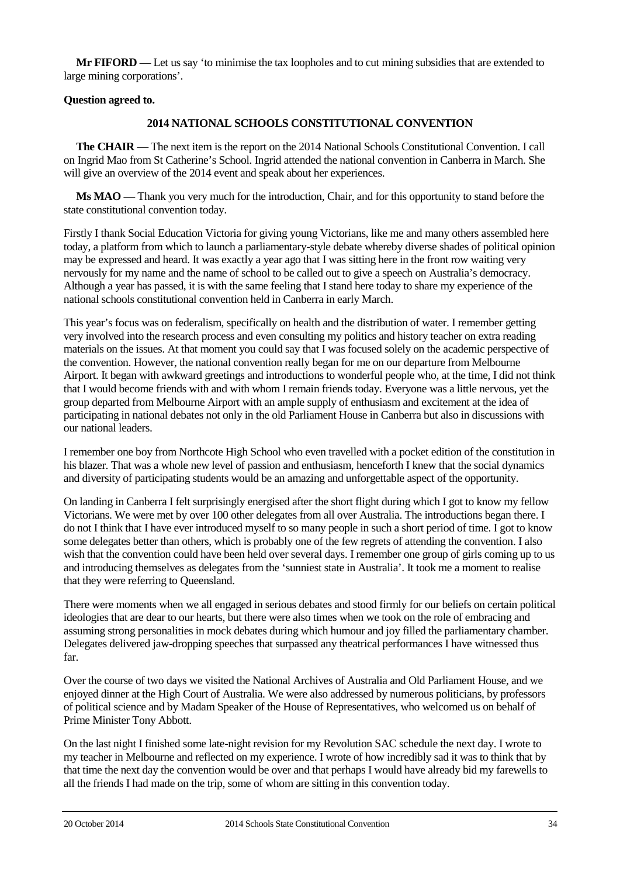**Mr FIFORD** — Let us say 'to minimise the tax loopholes and to cut mining subsidies that are extended to large mining corporations'.

**Question agreed to.**

## 2014 NATIONAL SCHOOLS CONSTITUTIONAL CONVENTION

**The CHAIR** — The next item is the report on the 2014 National Schools Constitutional Convention. I call on Ingrid Mao from St Catherine's School. Ingrid attended the national convention in Canberra in March. She will give an overview of the 2014 event and speak about her experiences.

**Ms MAO** — Thank you very much for the introduction, Chair, and for this opportunity to stand before the state constitutional convention today.

Firstly I thank Social Education Victoria for giving young Victorians, like me and many others assembled here today, a platform from which to launch a parliamentary-style debate whereby diverse shades of political opinion may be expressed and heard. It was exactly a year ago that I was sitting here in the front row waiting very nervously for my name and the name of school to be called out to give a speech on Australia's democracy. Although a year has passed, it is with the same feeling that I stand here today to share my experience of the national schools constitutional convention held in Canberra in early March.

This year's focus was on federalism, specifically on health and the distribution of water. I remember getting very involved into the research process and even consulting my politics and history teacher on extra reading materials on the issues. At that moment you could say that I was focused solely on the academic perspective of the convention. However, the national convention really began for me on our departure from Melbourne Airport. It began with awkward greetings and introductions to wonderful people who, at the time, I did not think that I would become friends with and with whom I remain friends today. Everyone was a little nervous, yet the group departed from Melbourne Airport with an ample supply of enthusiasm and excitement at the idea of participating in national debates not only in the old Parliament House in Canberra but also in discussions with our national leaders.

I remember one boy from Northcote High School who even travelled with a pocket edition of the constitution in his blazer. That was a whole new level of passion and enthusiasm, henceforth I knew that the social dynamics and diversity of participating students would be an amazing and unforgettable aspect of the opportunity.

On landing in Canberra I felt surprisingly energised after the short flight during which I got to know my fellow Victorians. We were met by over 100 other delegates from all over Australia. The introductions began there. I do not I think that I have ever introduced myself to so many people in such a short period of time. I got to know some delegates better than others, which is probably one of the few regrets of attending the convention. I also wish that the convention could have been held over several days. I remember one group of girls coming up to us and introducing themselves as delegates from the 'sunniest state in Australia'. It took me a moment to realise that they were referring to Queensland.

There were moments when we all engaged in serious debates and stood firmly for our beliefs on certain political ideologies that are dear to our hearts, but there were also times when we took on the role of embracing and assuming strong personalities in mock debates during which humour and joy filled the parliamentary chamber. Delegates delivered jaw-dropping speeches that surpassed any theatrical performances I have witnessed thus far.

Over the course of two days we visited the National Archives of Australia and Old Parliament House, and we enjoyed dinner at the High Court of Australia. We were also addressed by numerous politicians, by professors of political science and by Madam Speaker of the House of Representatives, who welcomed us on behalf of Prime Minister Tony Abbott.

On the last night I finished some late-night revision for my Revolution SAC schedule the next day. I wrote to my teacher in Melbourne and reflected on my experience. I wrote of how incredibly sad it was to think that by that time the next day the convention would be over and that perhaps I would have already bid my farewells to all the friends I had made on the trip, some of whom are sitting in this convention today.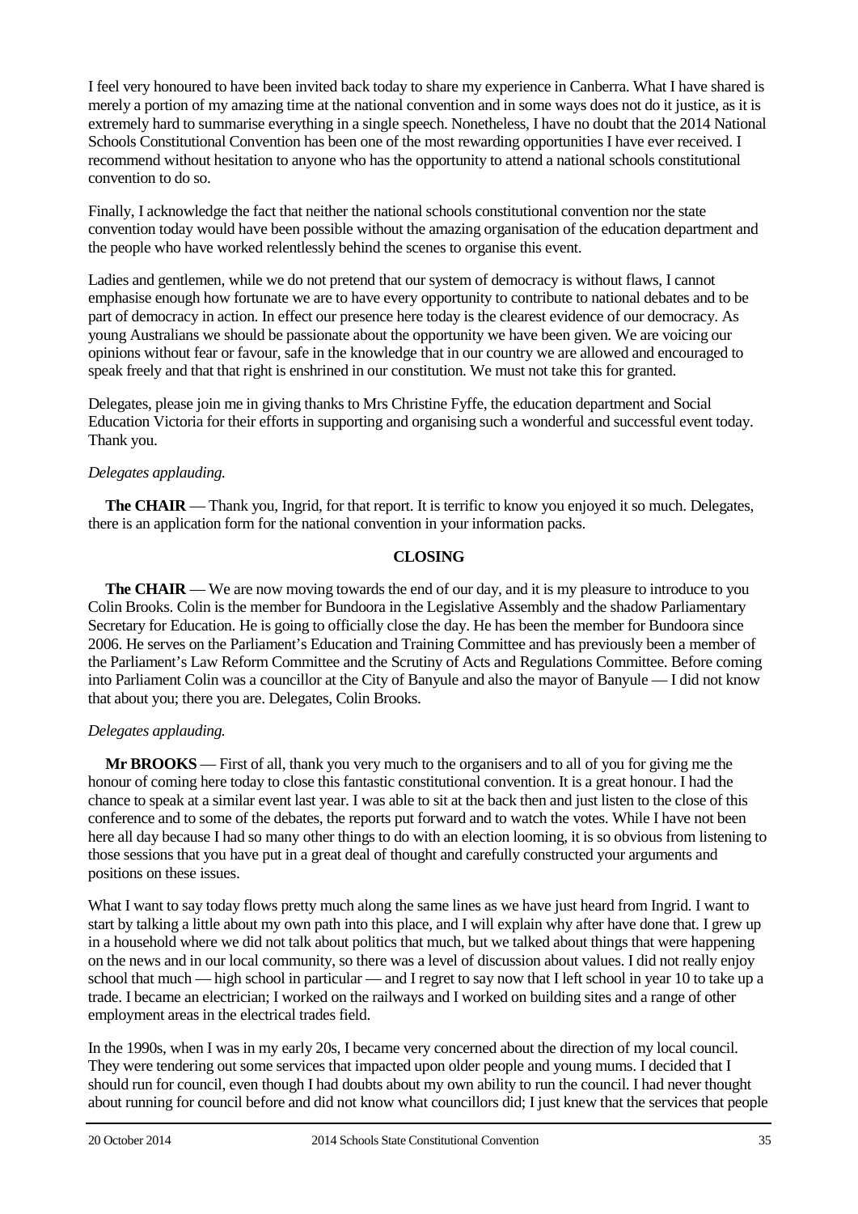I feel very honoured to have been invited back today to share my experience in Canberra. What I have shared is merely a portion of my amazing time at the national convention and in some ways does not do it justice, as it is extremely hard to summarise everything in a single speech. Nonetheless, I have no doubt that the 2014 National Schools Constitutional Convention has been one of the most rewarding opportunities I have ever received. I recommend without hesitation to anyone who has the opportunity to attend a national schools constitutional convention to do so.

Finally, I acknowledge the fact that neither the national schools constitutional convention nor the state convention today would have been possible without the amazing organisation of the education department and the people who have worked relentlessly behind the scenes to organise this event.

Ladies and gentlemen, while we do not pretend that our system of democracy is without flaws, I cannot emphasise enough how fortunate we are to have every opportunity to contribute to national debates and to be part of democracy in action. In effect our presence here today is the clearest evidence of our democracy. As young Australians we should be passionate about the opportunity we have been given. We are voicing our opinions without fear or favour, safe in the knowledge that in our country we are allowed and encouraged to speak freely and that that right is enshrined in our constitution. We must not take this for granted.

Delegates, please join me in giving thanks to Mrs Christine Fyffe, the education department and Social Education Victoria for their efforts in supporting and organising such a wonderful and successful event today. Thank you.

*Delegates applauding.*

**The CHAIR** — Thank you, Ingrid, for that report. It is terrific to know you enjoyed it so much. Delegates, there is an application form for the national convention in your information packs.

## CLOSING

**The CHAIR** — We are now moving towards the end of our day, and it is my pleasure to introduce to you Colin Brooks. Colin is the member for Bundoora in the Legislative Assembly and the shadow Parliamentary Secretary for Education. He is going to officially close the day. He has been the member for Bundoora since 2006. He serves on the Parliament's Education and Training Committee and has previously been a member of the Parliament's Law Reform Committee and the Scrutiny of Acts and Regulations Committee. Before coming into Parliament Colin was a councillor at the City of Banyule and also the mayor of Banyule — I did not know that about you; there you are. Delegates, Colin Brooks.

*Delegates applauding.*

**Mr BROOKS** — First of all, thank you very much to the organisers and to all of you for giving me the honour of coming here today to close this fantastic constitutional convention. It is a great honour. I had the chance to speak at a similar event last year. I was able to sit at the back then and just listen to the close of this conference and to some of the debates, the reports put forward and to watch the votes. While I have not been here all day because I had so many other things to do with an election looming, it is so obvious from listening to those sessions that you have put in a great deal of thought and carefully constructed your arguments and positions on these issues.

What I want to say today flows pretty much along the same lines as we have just heard from Ingrid. I want to start by talking a little about my own path into this place, and I will explain why after have done that. I grew up in a household where we did not talk about politics that much, but we talked about things that were happening on the news and in our local community, so there was a level of discussion about values. I did not really enjoy school that much — high school in particular — and I regret to say now that I left school in year 10 to take up a trade. I became an electrician; I worked on the railways and I worked on building sites and a range of other employment areas in the electrical trades field.

In the 1990s, when I was in my early 20s, I became very concerned about the direction of my local council. They were tendering out some services that impacted upon older people and young mums. I decided that I should run for council, even though I had doubts about my own ability to run the council. I had never thought about running for council before and did not know what councillors did; I just knew that the services that people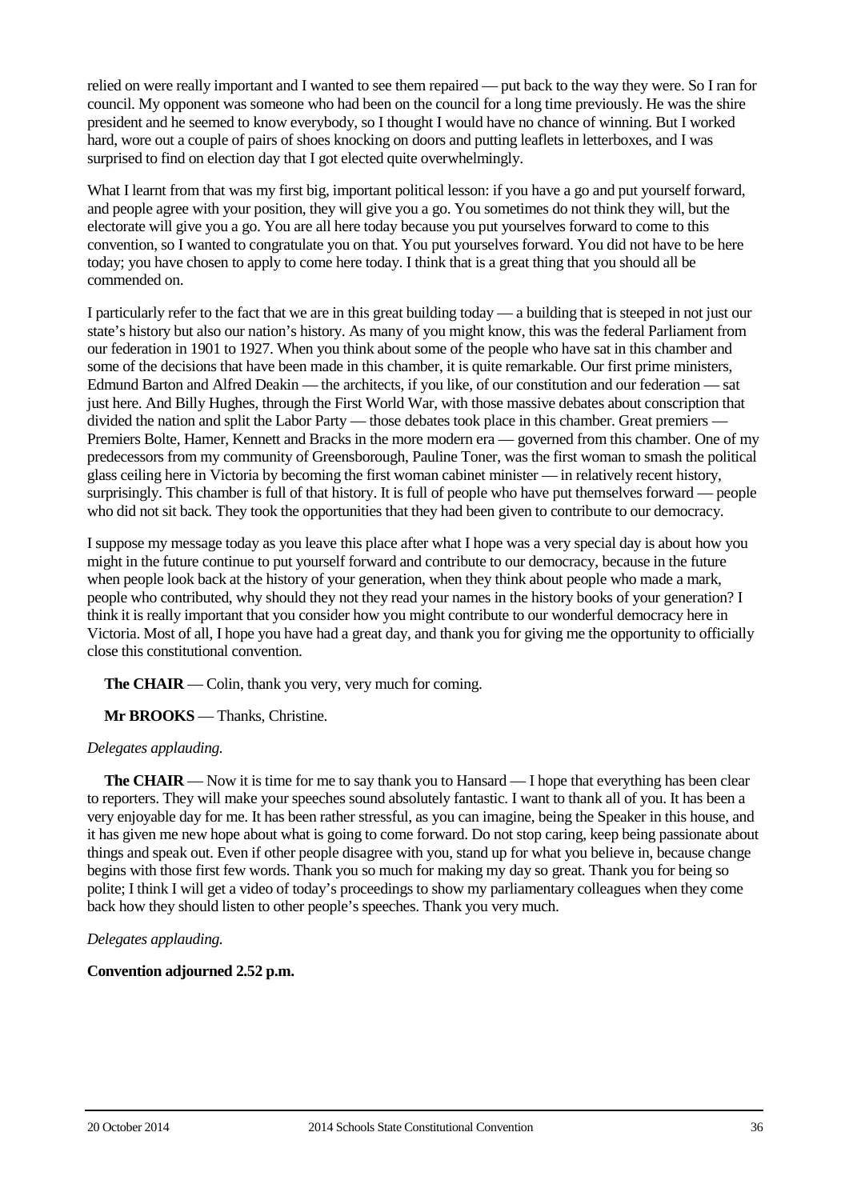relied on were really important and I wanted to see them repaired — put back to the way they were. So I ran for council. My opponent was someone who had been on the council for a long time previously. He was the shire president and he seemed to know everybody, so I thought I would have no chance of winning. But I worked hard, wore out a couple of pairs of shoes knocking on doors and putting leaflets in letterboxes, and I was surprised to find on election day that I got elected quite overwhelmingly.

What I learnt from that was my first big, important political lesson: if you have a go and put yourself forward, and people agree with your position, they will give you a go. You sometimes do not think they will, but the electorate will give you a go. You are all here today because you put yourselves forward to come to this convention, so I wanted to congratulate you on that. You put yourselves forward. You did not have to be here today; you have chosen to apply to come here today. I think that is a great thing that you should all be commended on.

I particularly refer to the fact that we are in this great building today — a building that is steeped in not just our state's history but also our nation's history. As many of you might know, this was the federal Parliament from our federation in 1901 to 1927. When you think about some of the people who have sat in this chamber and some of the decisions that have been made in this chamber, it is quite remarkable. Our first prime ministers, Edmund Barton and Alfred Deakin — the architects, if you like, of our constitution and our federation — sat just here. And Billy Hughes, through the First World War, with those massive debates about conscription that divided the nation and split the Labor Party — those debates took place in this chamber. Great premiers — Premiers Bolte, Hamer, Kennett and Bracks in the more modern era — governed from this chamber. One of my predecessors from my community of Greensborough, Pauline Toner, was the first woman to smash the political glass ceiling here in Victoria by becoming the first woman cabinet minister — in relatively recent history, surprisingly. This chamber is full of that history. It is full of people who have put themselves forward — people who did not sit back. They took the opportunities that they had been given to contribute to our democracy.

I suppose my message today as you leave this place after what I hope was a very special day is about how you might in the future continue to put yourself forward and contribute to our democracy, because in the future when people look back at the history of your generation, when they think about people who made a mark, people who contributed, why should they not they read your names in the history books of your generation? I think it is really important that you consider how you might contribute to our wonderful democracy here in Victoria. Most of all, I hope you have had a great day, and thank you for giving me the opportunity to officially close this constitutional convention.

**The CHAIR** — Colin, thank you very, very much for coming.

**Mr BROOKS** — Thanks, Christine.

*Delegates applauding.*

**The CHAIR** — Now it is time for me to say thank you to Hansard — I hope that everything has been clear to reporters. They will make your speeches sound absolutely fantastic. I want to thank all of you. It has been a very enjoyable day for me. It has been rather stressful, as you can imagine, being the Speaker in this house, and it has given me new hope about what is going to come forward. Do not stop caring, keep being passionate about things and speak out. Even if other people disagree with you, stand up for what you believe in, because change begins with those first few words. Thank you so much for making my day so great. Thank you for being so polite; I think I will get a video of today's proceedings to show my parliamentary colleagues when they come back how they should listen to other people's speeches. Thank you very much.

*Delegates applauding.*

**Convention adjourned 2.52 p.m.**